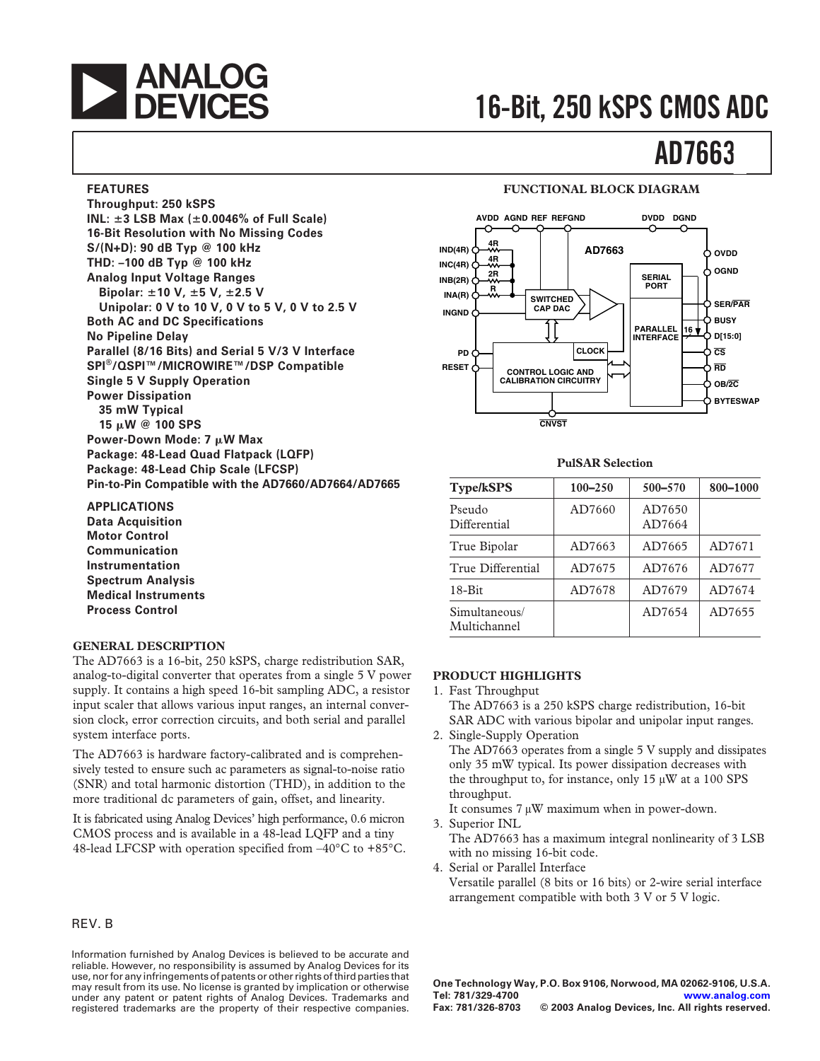# 16-Bit, 250 kSPS CMOS ADC

# AD7663

## FEATURES

**Throughput: 250 kSPS**
**INL: ±3 LSB Max (±0.0046% of Full Scale)**
**16-Bit Resolution with No Missing Codes**
**S/(N+D): 90 dB Typ @ 100 kHz**
**THD: –100 dB Typ @ 100 kHz**
**Analog Input Voltage Ranges**
**Bipolar: ±10 V, ±5 V, ±2.5 V**
**Unipolar: 0 V to 10 V, 0 V to 5 V, 0 V to 2.5 V**
**Both AC and DC Specifications**
**No Pipeline Delay**
**Parallel (8/16 Bits) and Serial 5 V/3 V Interface**
**SPI®/QSPI™/MICROWIRE™/DSP Compatible**
**Single 5 V Supply Operation**
**Power Dissipation**
**35 mW Typical**
**15 µW @ 100 SPS**
**Power-Down Mode: 7 µW Max**
**Package: 48-Lead Quad Flatpack (LQFP)**
**Package: 48-Lead Chip Scale (LFCSP)**
**Pin-to-Pin Compatible with the AD7660/AD7664/AD7665**

## APPLICATIONS

**Data Acquisition**
**Motor Control**
**Communication**
**Instrumentation**
**Spectrum Analysis**
**Medical Instruments**
**Process Control**

## FUNCTIONAL BLOCK DIAGRAM

AVDD AGND REF REFGND DVDD DGND
IND(4R), INC(4R), INB(2R), INA(R), INGND, PD, RESET, CNVST
SWITCHED CAP DAC, CLOCK, CONTROL LOGIC AND CALIBRATION CIRCUITRY, SERIAL PORT, PARALLEL INTERFACE
OVDD, OGND, SER/PAR, BUSY, D[15:0], CS, RD, OB/2C, BYTESWAP

## PulSAR Selection

| Type/kSPS | 100–250 | 500–570 | 800–1000 |
|---|---|---|---|
| Pseudo Differential | AD7660 | AD7650 AD7664 | |
| True Bipolar | AD7663 | AD7665 | AD7671 |
| True Differential | AD7675 | AD7676 | AD7677 |
| 18-Bit | AD7678 | AD7679 | AD7674 |
| Simultaneous/ Multichannel | | AD7654 | AD7655 |

## GENERAL DESCRIPTION

The AD7663 is a 16-bit, 250 kSPS, charge redistribution SAR, analog-to-digital converter that operates from a single 5 V power supply. It contains a high speed 16-bit sampling ADC, a resistor input scaler that allows various input ranges, an internal conversion clock, error correction circuits, and both serial and parallel system interface ports.

The AD7663 is hardware factory-calibrated and is comprehensively tested to ensure such ac parameters as signal-to-noise ratio (SNR) and total harmonic distortion (THD), in addition to the more traditional dc parameters of gain, offset, and linearity.

It is fabricated using Analog Devices' high performance, 0.6 micron CMOS process and is available in a 48-lead LQFP and a tiny 48-lead LFCSP with operation specified from –40°C to +85°C.

## PRODUCT HIGHLIGHTS

1. Fast Throughput
   The AD7663 is a 250 kSPS charge redistribution, 16-bit SAR ADC with various bipolar and unipolar input ranges.
2. Single-Supply Operation
   The AD7663 operates from a single 5 V supply and dissipates only 35 mW typical. Its power dissipation decreases with the throughput to, for instance, only 15 µW at a 100 SPS throughput.
   It consumes 7 µW maximum when in power-down.
3. Superior INL
   The AD7663 has a maximum integral nonlinearity of 3 LSB with no missing 16-bit code.
4. Serial or Parallel Interface
   Versatile parallel (8 bits or 16 bits) or 2-wire serial interface arrangement compatible with both 3 V or 5 V logic.

REV. B

Information furnished by Analog Devices is believed to be accurate and reliable. However, no responsibility is assumed by Analog Devices for its use, nor for any infringements of patents or other rights of third parties that may result from its use. No license is granted by implication or otherwise under any patent or patent rights of Analog Devices. Trademarks and registered trademarks are the property of their respective companies.

One Technology Way, P.O. Box 9106, Norwood, MA 02062-9106, U.S.A.
Tel: 781/329-4700 www.analog.com
Fax: 781/326-8703 © 2003 Analog Devices, Inc. All rights reserved.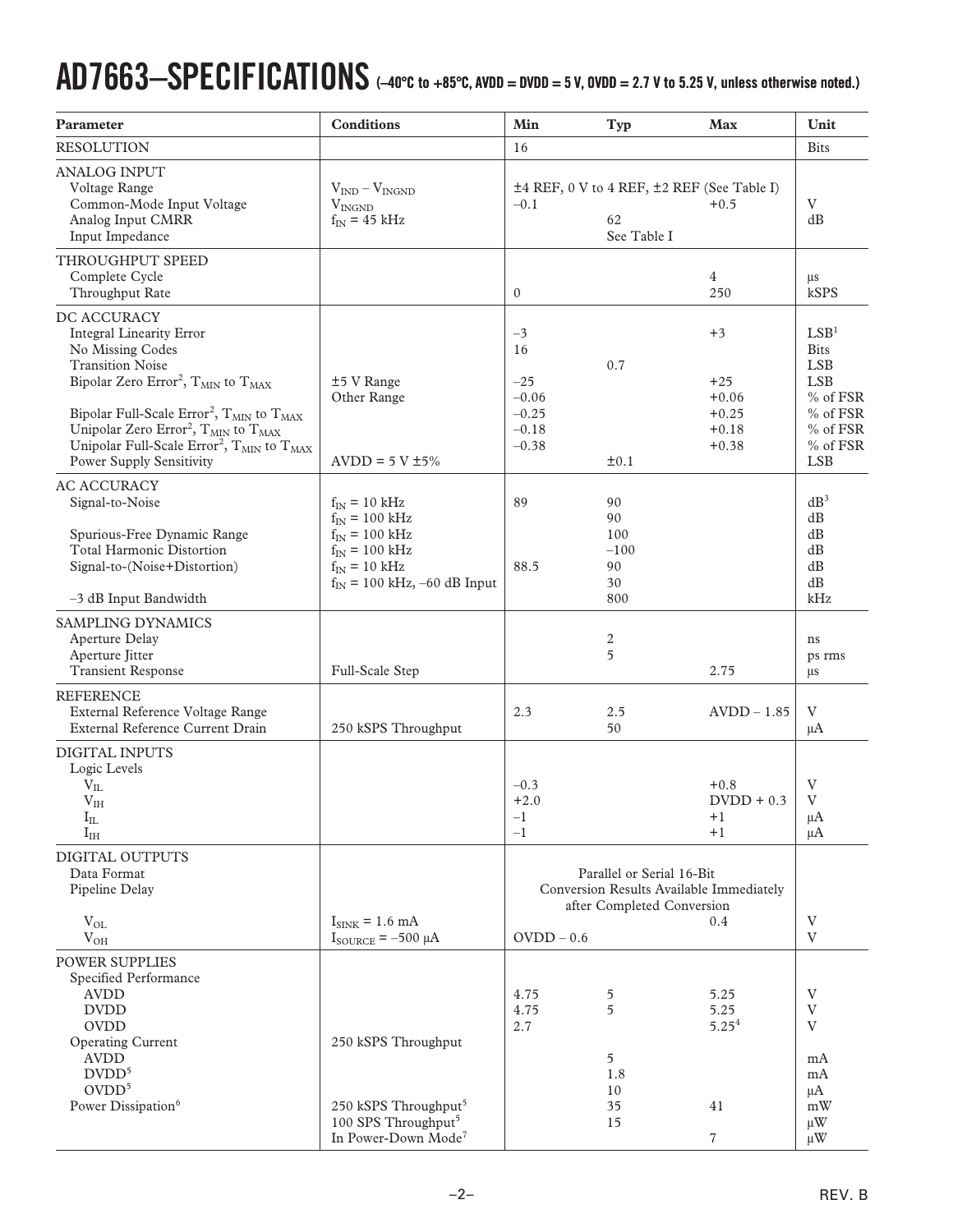# AD7663–SPECIFICATIONS (–40°C to +85°C, AVDD = DVDD = 5 V, OVDD = 2.7 V to 5.25 V, unless otherwise noted.)

| Parameter | Conditions | Min | Typ | Max | Unit |
|---|---|---|---|---|---|
| RESOLUTION | | 16 | | | Bits |
| ANALOG INPUT | | | | | |
| Voltage Range | $V_{IND} – V_{INGND}$ | ±4 REF, 0 V to 4 REF, ±2 REF (See Table I) | | | |
| Common-Mode Input Voltage | $V_{INGND}$ | –0.1 | | +0.5 | V |
| Analog Input CMRR | $f_{IN}$ = 45 kHz | | 62 | | dB |
| Input Impedance | | | See Table I | | |
| THROUGHPUT SPEED | | | | | |
| Complete Cycle | | | | 4 | µs |
| Throughput Rate | | 0 | | 250 | kSPS |
| DC ACCURACY | | | | | |
| Integral Linearity Error | | –3 | | +3 | LSB[1] |
| No Missing Codes | | 16 | | | Bits |
| Transition Noise | | | 0.7 | | LSB |
| Bipolar Zero Error[2], $T_{MIN}$ to $T_{MAX}$ | ±5 V Range | –25 | | +25 | LSB |
| | Other Range | –0.06 | | +0.06 | % of FSR |
| Bipolar Full-Scale Error[2], $T_{MIN}$ to $T_{MAX}$ | | –0.25 | | +0.25 | % of FSR |
| Unipolar Zero Error[2], $T_{MIN}$ to $T_{MAX}$ | | –0.18 | | +0.18 | % of FSR |
| Unipolar Full-Scale Error[2], $T_{MIN}$ to $T_{MAX}$ | | –0.38 | | +0.38 | % of FSR |
| Power Supply Sensitivity | AVDD = 5 V ±5% | | ±0.1 | | LSB |
| AC ACCURACY | | | | | |
| Signal-to-Noise | $f_{IN}$ = 10 kHz | 89 | 90 | | dB[3] |
| | $f_{IN}$ = 100 kHz | | 90 | | dB |
| Spurious-Free Dynamic Range | $f_{IN}$ = 100 kHz | | 100 | | dB |
| Total Harmonic Distortion | $f_{IN}$ = 100 kHz | | –100 | | dB |
| Signal-to-(Noise+Distortion) | $f_{IN}$ = 10 kHz | 88.5 | 90 | | dB |
| | $f_{IN}$ = 100 kHz, –60 dB Input | | 30 | | dB |
| –3 dB Input Bandwidth | | | 800 | | kHz |
| SAMPLING DYNAMICS | | | | | |
| Aperture Delay | | | 2 | | ns |
| Aperture Jitter | | | 5 | | ps rms |
| Transient Response | Full-Scale Step | | | 2.75 | µs |
| REFERENCE | | | | | |
| External Reference Voltage Range | | 2.3 | 2.5 | AVDD – 1.85 | V |
| External Reference Current Drain | 250 kSPS Throughput | | 50 | | µA |
| DIGITAL INPUTS | | | | | |
| Logic Levels | | | | | |
| $V_{IL}$ | | –0.3 | | +0.8 | V |
| $V_{IH}$ | | +2.0 | | DVDD + 0.3 | V |
| $I_{IL}$ | | –1 | | +1 | µA |
| $I_{IH}$ | | –1 | | +1 | µA |
| DIGITAL OUTPUTS | | | | | |
| Data Format | | Parallel or Serial 16-Bit | | | |
| Pipeline Delay | | Conversion Results Available Immediately after Completed Conversion | | | |
| $V_{OL}$ | $I_{SINK}$ = 1.6 mA | | | 0.4 | V |
| $V_{OH}$ | $I_{SOURCE}$ = –500 µA | OVDD – 0.6 | | | V |
| POWER SUPPLIES | | | | | |
| Specified Performance | | | | | |
| AVDD | | 4.75 | 5 | 5.25 | V |
| DVDD | | 4.75 | 5 | 5.25 | V |
| OVDD | | 2.7 | | 5.25[4] | V |
| Operating Current | 250 kSPS Throughput | | | | |
| AVDD | | | 5 | | mA |
| DVDD[5] | | | 1.8 | | mA |
| OVDD[5] | | | 10 | | µA |
| Power Dissipation[6] | 250 kSPS Throughput[5] | | 35 | 41 | mW |
| | 100 SPS Throughput[5] | | 15 | | µW |
| | In Power-Down Mode[7] | | | 7 | µW |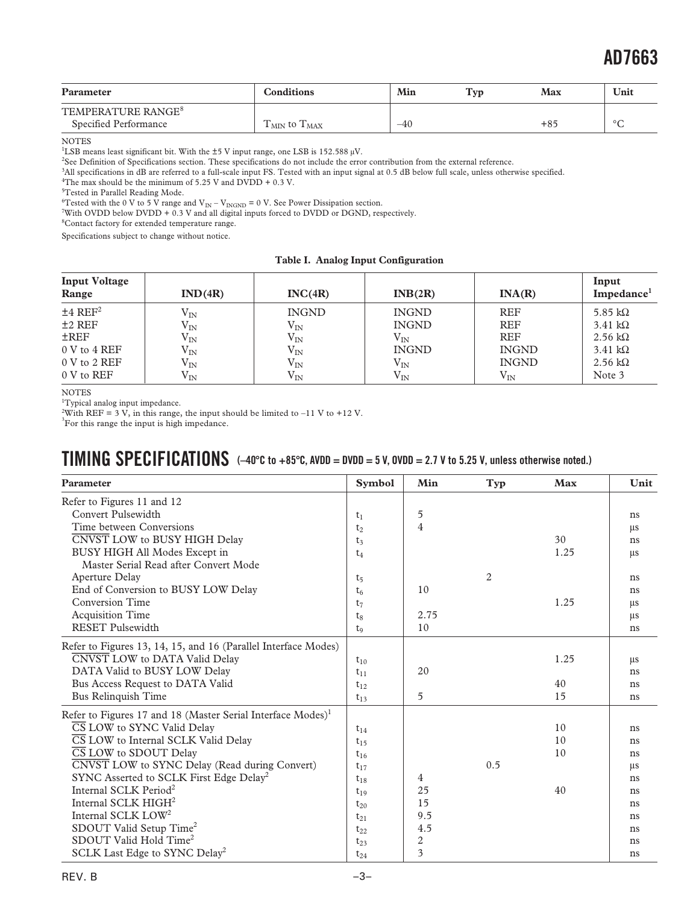| Parameter | Conditions | Min | Typ | Max | Unit |
|---|---|---|---|---|---|
| TEMPERATURE RANGE[8] | | | | | |
| Specified Performance | $T_{MIN}$ to $T_{MAX}$ | –40 | | +85 | °C |

NOTES

[1]LSB means least significant bit. With the ±5 V input range, one LSB is 152.588 μV.

[2]See Definition of Specifications section. These specifications do not include the error contribution from the external reference.

[3]All specifications in dB are referred to a full-scale input FS. Tested with an input signal at 0.5 dB below full scale, unless otherwise specified.

[4]The max should be the minimum of 5.25 V and DVDD + 0.3 V.

[5]Tested in Parallel Reading Mode.

[6]Tested with the 0 V to 5 V range and $V_{IN} – V_{INGND}$ = 0 V. See Power Dissipation section.

[7]With OVDD below DVDD + 0.3 V and all digital inputs forced to DVDD or DGND, respectively.

[8]Contact factory for extended temperature range.

Specifications subject to change without notice.

**Table I. Analog Input Configuration**

| Input Voltage Range | IND(4R) | INC(4R) | INB(2R) | INA(R) | Input Impedance[1] |
|---|---|---|---|---|---|
| ±4 REF[2] | $V_{IN}$ | INGND | INGND | REF | 5.85 kΩ |
| ±2 REF | $V_{IN}$ | $V_{IN}$ | INGND | REF | 3.41 kΩ |
| ±REF | $V_{IN}$ | $V_{IN}$ | $V_{IN}$ | REF | 2.56 kΩ |
| 0 V to 4 REF | $V_{IN}$ | $V_{IN}$ | INGND | INGND | 3.41 kΩ |
| 0 V to 2 REF | $V_{IN}$ | $V_{IN}$ | $V_{IN}$ | INGND | 2.56 kΩ |
| 0 V to REF | $V_{IN}$ | $V_{IN}$ | $V_{IN}$ | $V_{IN}$ | Note 3 |

NOTES

[1]Typical analog input impedance.

[2]With REF = 3 V, in this range, the input should be limited to –11 V to +12 V.

[3]For this range the input is high impedance.

## TIMING SPECIFICATIONS (–40°C to +85°C, AVDD = DVDD = 5 V, OVDD = 2.7 V to 5.25 V, unless otherwise noted.)

| Parameter | Symbol | Min | Typ | Max | Unit |
|---|---|---|---|---|---|
| Refer to Figures 11 and 12 | | | | | |
| Convert Pulsewidth | $t_1$ | 5 | | | ns |
| Time between Conversions | $t_2$ | 4 | | | μs |
| CNVST LOW to BUSY HIGH Delay | $t_3$ | | | 30 | ns |
| BUSY HIGH All Modes Except in Master Serial Read after Convert Mode | $t_4$ | | | 1.25 | μs |
| Aperture Delay | $t_5$ | | 2 | | ns |
| End of Conversion to BUSY LOW Delay | $t_6$ | 10 | | | ns |
| Conversion Time | $t_7$ | | | 1.25 | μs |
| Acquisition Time | $t_8$ | 2.75 | | | μs |
| RESET Pulsewidth | $t_9$ | 10 | | | ns |
| Refer to Figures 13, 14, 15, and 16 (Parallel Interface Modes) | | | | | |
| CNVST LOW to DATA Valid Delay | $t_{10}$ | | | 1.25 | μs |
| DATA Valid to BUSY LOW Delay | $t_{11}$ | 20 | | | ns |
| Bus Access Request to DATA Valid | $t_{12}$ | | | 40 | ns |
| Bus Relinquish Time | $t_{13}$ | 5 | | 15 | ns |
| Refer to Figures 17 and 18 (Master Serial Interface Modes)[1] | | | | | |
| CS LOW to SYNC Valid Delay | $t_{14}$ | | | 10 | ns |
| CS LOW to Internal SCLK Valid Delay | $t_{15}$ | | | 10 | ns |
| CS LOW to SDOUT Delay | $t_{16}$ | | | 10 | ns |
| CNVST LOW to SYNC Delay (Read during Convert) | $t_{17}$ | | 0.5 | | μs |
| SYNC Asserted to SCLK First Edge Delay[2] | $t_{18}$ | 4 | | | ns |
| Internal SCLK Period[2] | $t_{19}$ | 25 | | 40 | ns |
| Internal SCLK HIGH[2] | $t_{20}$ | 15 | | | ns |
| Internal SCLK LOW[2] | $t_{21}$ | 9.5 | | | ns |
| SDOUT Valid Setup Time[2] | $t_{22}$ | 4.5 | | | ns |
| SDOUT Valid Hold Time[2] | $t_{23}$ | 2 | | | ns |
| SCLK Last Edge to SYNC Delay[2] | $t_{24}$ | 3 | | | ns |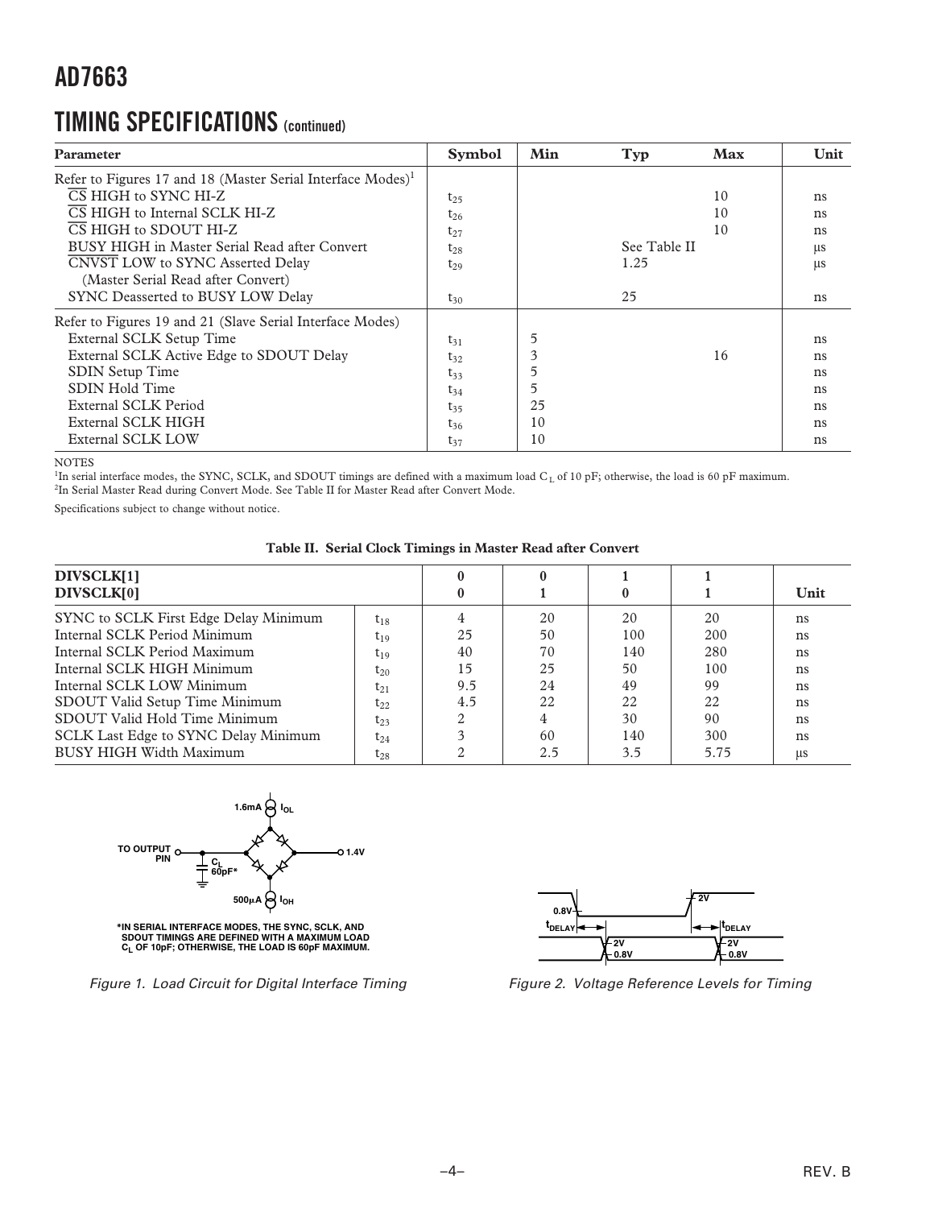## TIMING SPECIFICATIONS (continued)

| Parameter | Symbol | Min | Typ | Max | Unit |
|---|---|---|---|---|---|
| Refer to Figures 17 and 18 (Master Serial Interface Modes)[1] | | | | | |
| CS HIGH to SYNC HI-Z | $t_{25}$ | | | 10 | ns |
| CS HIGH to Internal SCLK HI-Z | $t_{26}$ | | | 10 | ns |
| CS HIGH to SDOUT HI-Z | $t_{27}$ | | | 10 | ns |
| BUSY HIGH in Master Serial Read after Convert | $t_{28}$ | | See Table II | | µs |
| CNVST LOW to SYNC Asserted Delay (Master Serial Read after Convert) | $t_{29}$ | | 1.25 | | µs |
| SYNC Deasserted to BUSY LOW Delay | $t_{30}$ | | 25 | | ns |
| Refer to Figures 19 and 21 (Slave Serial Interface Modes) | | | | | |
| External SCLK Setup Time | $t_{31}$ | 5 | | | ns |
| External SCLK Active Edge to SDOUT Delay | $t_{32}$ | 3 | | 16 | ns |
| SDIN Setup Time | $t_{33}$ | 5 | | | ns |
| SDIN Hold Time | $t_{34}$ | 5 | | | ns |
| External SCLK Period | $t_{35}$ | 25 | | | ns |
| External SCLK HIGH | $t_{36}$ | 10 | | | ns |
| External SCLK LOW | $t_{37}$ | 10 | | | ns |

NOTES

[1]In serial interface modes, the SYNC, SCLK, and SDOUT timings are defined with a maximum load $C_L$ of 10 pF; otherwise, the load is 60 pF maximum.

[2]In Serial Master Read during Convert Mode. See Table II for Master Read after Convert Mode.

Specifications subject to change without notice.

**Table II. Serial Clock Timings in Master Read after Convert**

| DIVSCLK[1] DIVSCLK[0] | | 0 0 | 0 1 | 1 0 | 1 1 | Unit |
|---|---|---|---|---|---|---|
| SYNC to SCLK First Edge Delay Minimum | $t_{18}$ | 4 | 20 | 20 | 20 | ns |
| Internal SCLK Period Minimum | $t_{19}$ | 25 | 50 | 100 | 200 | ns |
| Internal SCLK Period Maximum | $t_{19}$ | 40 | 70 | 140 | 280 | ns |
| Internal SCLK HIGH Minimum | $t_{20}$ | 15 | 25 | 50 | 100 | ns |
| Internal SCLK LOW Minimum | $t_{21}$ | 9.5 | 24 | 49 | 99 | ns |
| SDOUT Valid Setup Time Minimum | $t_{22}$ | 4.5 | 22 | 22 | 22 | ns |
| SDOUT Valid Hold Time Minimum | $t_{23}$ | 2 | 4 | 30 | 90 | ns |
| SCLK Last Edge to SYNC Delay Minimum | $t_{24}$ | 3 | 60 | 140 | 300 | ns |
| BUSY HIGH Width Maximum | $t_{28}$ | 2 | 2.5 | 3.5 | 5.75 | µs |

*IN SERIAL INTERFACE MODES, THE SYNC, SCLK, AND SDOUT TIMINGS ARE DEFINED WITH A MAXIMUM LOAD $C_L$ OF 10pF; OTHERWISE, THE LOAD IS 60pF MAXIMUM.

*Figure 1. Load Circuit for Digital Interface Timing*

*Figure 2. Voltage Reference Levels for Timing*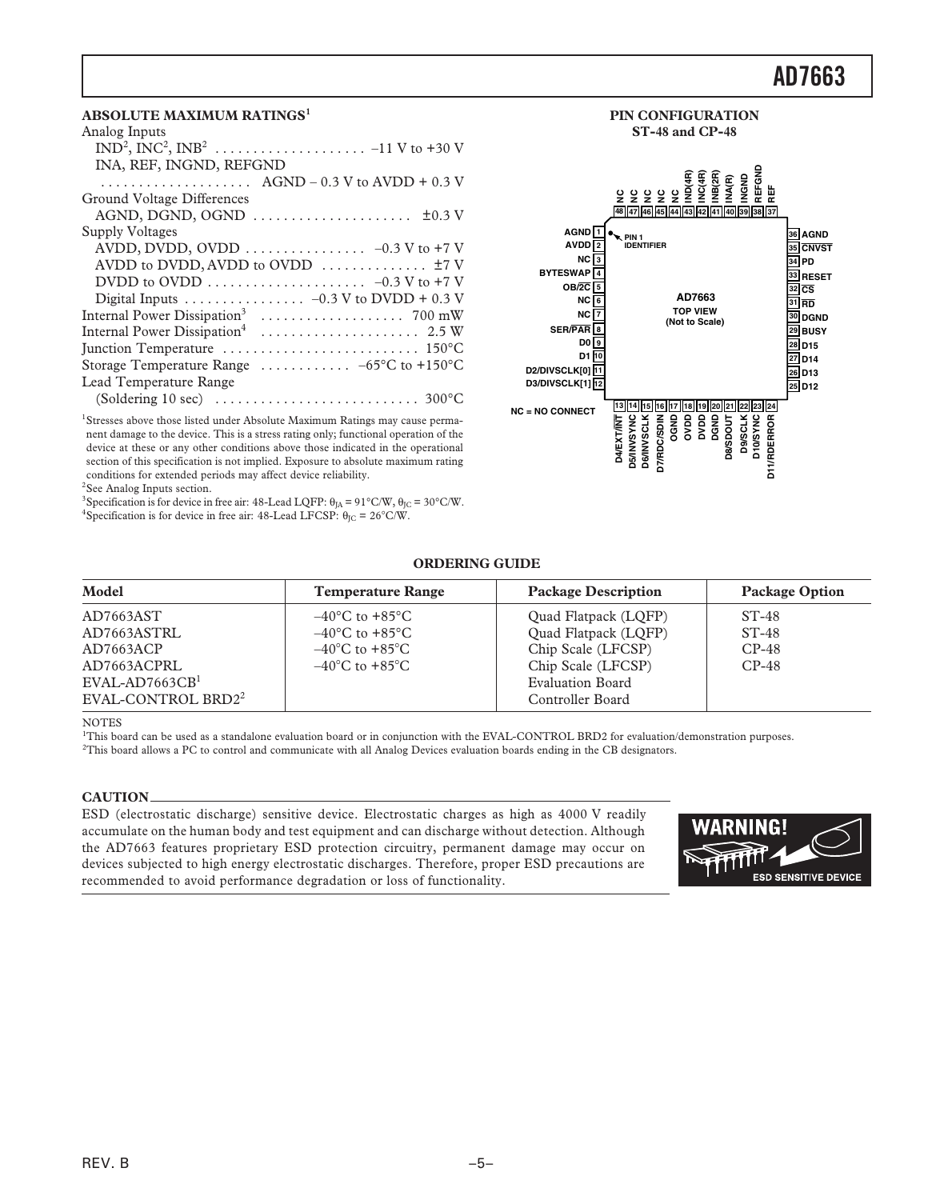## ABSOLUTE MAXIMUM RATINGS[1]

Analog Inputs

- IND[2], INC[2], INB[2] . . . . . . . . . . . . . . . . . . . . –11 V to +30 V
- INA, REF, INGND, REFGND . . . . . . . . . . . . . . . . . . . . AGND – 0.3 V to AVDD + 0.3 V

Ground Voltage Differences

- AGND, DGND, OGND . . . . . . . . . . . . . . . . . . . . ±0.3 V

Supply Voltages

- AVDD, DVDD, OVDD . . . . . . . . . . . . . . . –0.3 V to +7 V
- AVDD to DVDD, AVDD to OVDD . . . . . . . . . . . . . ±7 V
- DVDD to OVDD . . . . . . . . . . . . . . . . . . . . –0.3 V to +7 V

Digital Inputs . . . . . . . . . . . . . . . . –0.3 V to DVDD + 0.3 V

Internal Power Dissipation[3] . . . . . . . . . . . . . . . . . . 700 mW

Internal Power Dissipation[4] . . . . . . . . . . . . . . . . . . . . 2.5 W

Junction Temperature . . . . . . . . . . . . . . . . . . . . . . . . . 150°C

Storage Temperature Range . . . . . . . . . . . –65°C to +150°C

Lead Temperature Range

- (Soldering 10 sec) . . . . . . . . . . . . . . . . . . . . . . . . . . 300°C

[1]Stresses above those listed under Absolute Maximum Ratings may cause permanent damage to the device. This is a stress rating only; functional operation of the device at these or any other conditions above those indicated in the operational section of this specification is not implied. Exposure to absolute maximum rating conditions for extended periods may affect device reliability.

[2]See Analog Inputs section.

[3]Specification is for device in free air: 48-Lead LQFP: $\theta_{JA}$ = 91°C/W, $\theta_{JC}$ = 30°C/W.

[4]Specification is for device in free air: 48-Lead LFCSP: $\theta_{JC}$ = 26°C/W.

## PIN CONFIGURATION ST-48 and CP-48

AD7663 TOP VIEW (Not to Scale)

| Pin | Name | Pin | Name |
|---|---|---|---|
| 1 | AGND | 25 | D12 |
| 2 | AVDD | 26 | D13 |
| 3 | NC | 27 | D14 |
| 4 | BYTESWAP | 28 | D15 |
| 5 | OB/$\overline{2C}$ | 29 | BUSY |
| 6 | NC | 30 | DGND |
| 7 | NC | 31 | $\overline{RD}$ |
| 8 | SER/$\overline{PAR}$ | 32 | $\overline{CS}$ |
| 9 | D0 | 33 | RESET |
| 10 | D1 | 34 | PD |
| 11 | D2/DIVSCLK[0] | 35 | $\overline{CNVST}$ |
| 12 | D3/DIVSCLK[1] | 36 | AGND |
| 13 | D4/EXT/$\overline{INT}$ | 37 | REF |
| 14 | D5/INVSYNC | 38 | REFGND |
| 15 | D6/INVSCLK | 39 | INGND |
| 16 | D7/RDC/SDIN | 40 | INA(R) |
| 17 | OGND | 41 | INB(2R) |
| 18 | OVDD | 42 | INC(4R) |
| 19 | DVDD | 43 | IND(4R) |
| 20 | DGND | 44 | NC |
| 21 | D8/SDOUT | 45 | NC |
| 22 | D9/SCLK | 46 | NC |
| 23 | D10/SYNC | 47 | NC |
| 24 | D11/RDERROR | 48 | NC |

NC = NO CONNECT

## ORDERING GUIDE

| Model | Temperature Range | Package Description | Package Option |
|---|---|---|---|
| AD7663AST | –40°C to +85°C | Quad Flatpack (LQFP) | ST-48 |
| AD7663ASTRL | –40°C to +85°C | Quad Flatpack (LQFP) | ST-48 |
| AD7663ACP | –40°C to +85°C | Chip Scale (LFCSP) | CP-48 |
| AD7663ACPRL | –40°C to +85°C | Chip Scale (LFCSP) | CP-48 |
| EVAL-AD7663CB[1] | | Evaluation Board | |
| EVAL-CONTROL BRD2[2] | | Controller Board | |

NOTES

[1]This board can be used as a standalone evaluation board or in conjunction with the EVAL-CONTROL BRD2 for evaluation/demonstration purposes.

[2]This board allows a PC to control and communicate with all Analog Devices evaluation boards ending in the CB designators.

## CAUTION

ESD (electrostatic discharge) sensitive device. Electrostatic charges as high as 4000 V readily accumulate on the human body and test equipment and can discharge without detection. Although the AD7663 features proprietary ESD protection circuitry, permanent damage may occur on devices subjected to high energy electrostatic discharges. Therefore, proper ESD precautions are recommended to avoid performance degradation or loss of functionality.

WARNING! ESD SENSITIVE DEVICE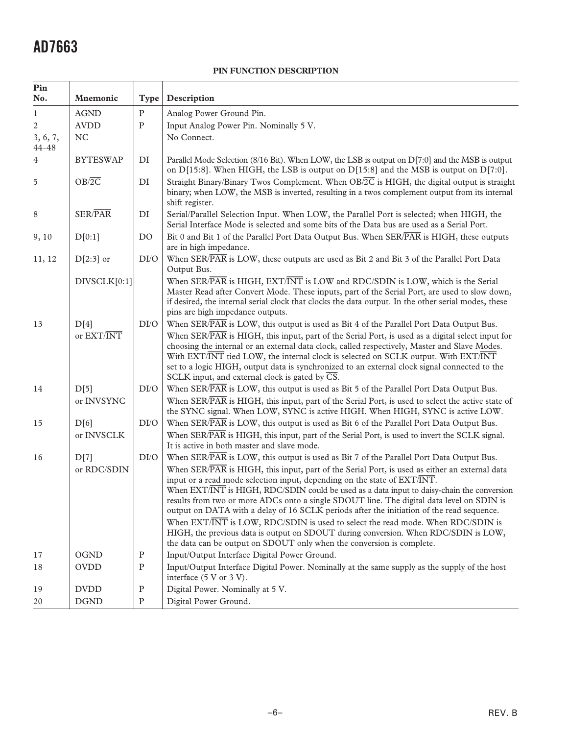**PIN FUNCTION DESCRIPTION**

| Pin No. | Mnemonic | Type | Description |
|---|---|---|---|
| 1 | AGND | P | Analog Power Ground Pin. |
| 2 | AVDD | P | Input Analog Power Pin. Nominally 5 V. |
| 3, 6, 7, 44–48 | NC | | No Connect. |
| 4 | BYTESWAP | DI | Parallel Mode Selection (8/16 Bit). When LOW, the LSB is output on D[7:0] and the MSB is output on D[15:8]. When HIGH, the LSB is output on D[15:8] and the MSB is output on D[7:0]. |
| 5 | OB/$\overline{2C}$ | DI | Straight Binary/Binary Twos Complement. When OB/$\overline{2C}$ is HIGH, the digital output is straight binary; when LOW, the MSB is inverted, resulting in a twos complement output from its internal shift register. |
| 8 | SER/$\overline{PAR}$ | DI | Serial/Parallel Selection Input. When LOW, the Parallel Port is selected; when HIGH, the Serial Interface Mode is selected and some bits of the Data bus are used as a Serial Port. |
| 9, 10 | D[0:1] | DO | Bit 0 and Bit 1 of the Parallel Port Data Output Bus. When SER/$\overline{PAR}$ is HIGH, these outputs are in high impedance. |
| 11, 12 | D[2:3] or | DI/O | When SER/$\overline{PAR}$ is LOW, these outputs are used as Bit 2 and Bit 3 of the Parallel Port Data Output Bus. |
| | DIVSCLK[0:1] | | When SER/$\overline{PAR}$ is HIGH, EXT/$\overline{INT}$ is LOW and RDC/SDIN is LOW, which is the Serial Master Read after Convert Mode. These inputs, part of the Serial Port, are used to slow down, if desired, the internal serial clock that clocks the data output. In the other serial modes, these pins are high impedance outputs. |
| 13 | D[4] | DI/O | When SER/$\overline{PAR}$ is LOW, this output is used as Bit 4 of the Parallel Port Data Output Bus. |
| | or EXT/$\overline{INT}$ | | When SER/$\overline{PAR}$ is HIGH, this input, part of the Serial Port, is used as a digital select input for choosing the internal or an external data clock, called respectively, Master and Slave Modes. With EXT/$\overline{INT}$ tied LOW, the internal clock is selected on SCLK output. With EXT/$\overline{INT}$ set to a logic HIGH, output data is synchronized to an external clock signal connected to the SCLK input, and external clock is gated by $\overline{CS}$. |
| 14 | D[5] | DI/O | When SER/$\overline{PAR}$ is LOW, this output is used as Bit 5 of the Parallel Port Data Output Bus. |
| | or INVSYNC | | When SER/$\overline{PAR}$ is HIGH, this input, part of the Serial Port, is used to select the active state of the SYNC signal. When LOW, SYNC is active HIGH. When HIGH, SYNC is active LOW. |
| 15 | D[6] | DI/O | When SER/$\overline{PAR}$ is LOW, this output is used as Bit 6 of the Parallel Port Data Output Bus. |
| | or INVSCLK | | When SER/$\overline{PAR}$ is HIGH, this input, part of the Serial Port, is used to invert the SCLK signal. It is active in both master and slave mode. |
| 16 | D[7] | DI/O | When SER/$\overline{PAR}$ is LOW, this output is used as Bit 7 of the Parallel Port Data Output Bus. |
| | or RDC/SDIN | | When SER/$\overline{PAR}$ is HIGH, this input, part of the Serial Port, is used as either an external data input or a read mode selection input, depending on the state of EXT/$\overline{INT}$. When EXT/$\overline{INT}$ is HIGH, RDC/SDIN could be used as a data input to daisy-chain the conversion results from two or more ADCs onto a single SDOUT line. The digital data level on SDIN is output on DATA with a delay of 16 SCLK periods after the initiation of the read sequence. When EXT/$\overline{INT}$ is LOW, RDC/SDIN is used to select the read mode. When RDC/SDIN is HIGH, the previous data is output on SDOUT during conversion. When RDC/SDIN is LOW, the data can be output on SDOUT only when the conversion is complete. |
| 17 | OGND | P | Input/Output Interface Digital Power Ground. |
| 18 | OVDD | P | Input/Output Interface Digital Power. Nominally at the same supply as the supply of the host interface (5 V or 3 V). |
| 19 | DVDD | P | Digital Power. Nominally at 5 V. |
| 20 | DGND | P | Digital Power Ground. |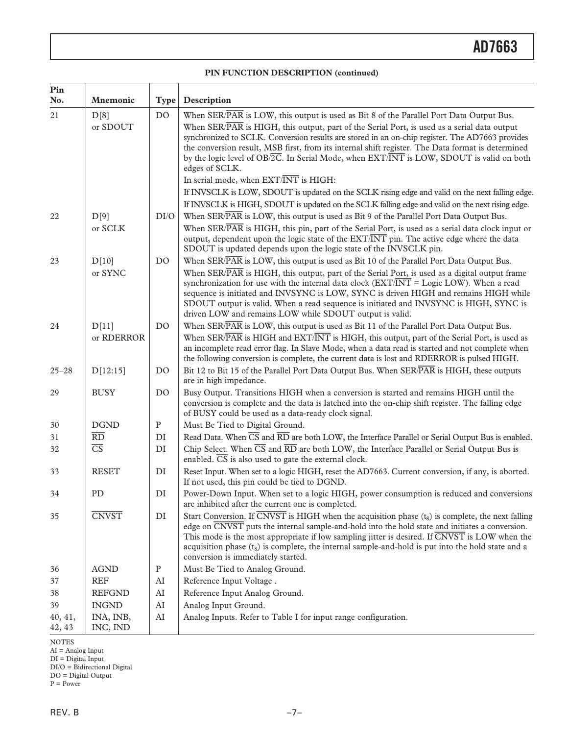**PIN FUNCTION DESCRIPTION (continued)**

| Pin No. | Mnemonic | Type | Description |
|---|---|---|---|
| 21 | D[8] or SDOUT | DO | When SER/$\overline{\text{PAR}}$ is LOW, this output is used as Bit 8 of the Parallel Port Data Output Bus. When SER/$\overline{\text{PAR}}$ is HIGH, this output, part of the Serial Port, is used as a serial data output synchronized to SCLK. Conversion results are stored in an on-chip register. The AD7663 provides the conversion result, MSB first, from its internal shift register. The Data format is determined by the logic level of OB/$\overline{\text{2C}}$. In Serial Mode, when EXT/$\overline{\text{INT}}$ is LOW, SDOUT is valid on both edges of SCLK. In serial mode, when EXT/$\overline{\text{INT}}$ is HIGH: If INVSCLK is LOW, SDOUT is updated on the SCLK rising edge and valid on the next falling edge. If INVSCLK is HIGH, SDOUT is updated on the SCLK falling edge and valid on the next rising edge. |
| 22 | D[9] or SCLK | DI/O | When SER/$\overline{\text{PAR}}$ is LOW, this output is used as Bit 9 of the Parallel Port Data Output Bus. When SER/$\overline{\text{PAR}}$ is HIGH, this pin, part of the Serial Port, is used as a serial data clock input or output, dependent upon the logic state of the EXT/$\overline{\text{INT}}$ pin. The active edge where the data SDOUT is updated depends upon the logic state of the INVSCLK pin. |
| 23 | D[10] or SYNC | DO | When SER/$\overline{\text{PAR}}$ is LOW, this output is used as Bit 10 of the Parallel Port Data Output Bus. When SER/$\overline{\text{PAR}}$ is HIGH, this output, part of the Serial Port, is used as a digital output frame synchronization for use with the internal data clock (EXT/$\overline{\text{INT}}$ = Logic LOW). When a read sequence is initiated and INVSYNC is LOW, SYNC is driven HIGH and remains HIGH while SDOUT output is valid. When a read sequence is initiated and INVSYNC is HIGH, SYNC is driven LOW and remains LOW while SDOUT output is valid. |
| 24 | D[11] or RDERROR | DO | When SER/$\overline{\text{PAR}}$ is LOW, this output is used as Bit 11 of the Parallel Port Data Output Bus. When SER/$\overline{\text{PAR}}$ is HIGH and EXT/$\overline{\text{INT}}$ is HIGH, this output, part of the Serial Port, is used as an incomplete read error flag. In Slave Mode, when a data read is started and not complete when the following conversion is complete, the current data is lost and RDERROR is pulsed HIGH. |
| 25–28 | D[12:15] | DO | Bit 12 to Bit 15 of the Parallel Port Data Output Bus. When SER/$\overline{\text{PAR}}$ is HIGH, these outputs are in high impedance. |
| 29 | BUSY | DO | Busy Output. Transitions HIGH when a conversion is started and remains HIGH until the conversion is complete and the data is latched into the on-chip shift register. The falling edge of BUSY could be used as a data-ready clock signal. |
| 30 | DGND | P | Must Be Tied to Digital Ground. |
| 31 | $\overline{\text{RD}}$ | DI | Read Data. When $\overline{\text{CS}}$ and $\overline{\text{RD}}$ are both LOW, the Interface Parallel or Serial Output Bus is enabled. |
| 32 | $\overline{\text{CS}}$ | DI | Chip Select. When $\overline{\text{CS}}$ and $\overline{\text{RD}}$ are both LOW, the Interface Parallel or Serial Output Bus is enabled. $\overline{\text{CS}}$ is also used to gate the external clock. |
| 33 | RESET | DI | Reset Input. When set to a logic HIGH, reset the AD7663. Current conversion, if any, is aborted. If not used, this pin could be tied to DGND. |
| 34 | PD | DI | Power-Down Input. When set to a logic HIGH, power consumption is reduced and conversions are inhibited after the current one is completed. |
| 35 | $\overline{\text{CNVST}}$ | DI | Start Conversion. If $\overline{\text{CNVST}}$ is HIGH when the acquisition phase ($t_8$) is complete, the next falling edge on $\overline{\text{CNVST}}$ puts the internal sample-and-hold into the hold state and initiates a conversion. This mode is the most appropriate if low sampling jitter is desired. If $\overline{\text{CNVST}}$ is LOW when the acquisition phase ($t_8$) is complete, the internal sample-and-hold is put into the hold state and a conversion is immediately started. |
| 36 | AGND | P | Must Be Tied to Analog Ground. |
| 37 | REF | AI | Reference Input Voltage . |
| 38 | REFGND | AI | Reference Input Analog Ground. |
| 39 | INGND | AI | Analog Input Ground. |
| 40, 41, 42, 43 | INA, INB, INC, IND | AI | Analog Inputs. Refer to Table I for input range configuration. |

NOTES
AI = Analog Input
DI = Digital Input
DI/O = Bidirectional Digital
DO = Digital Output
P = Power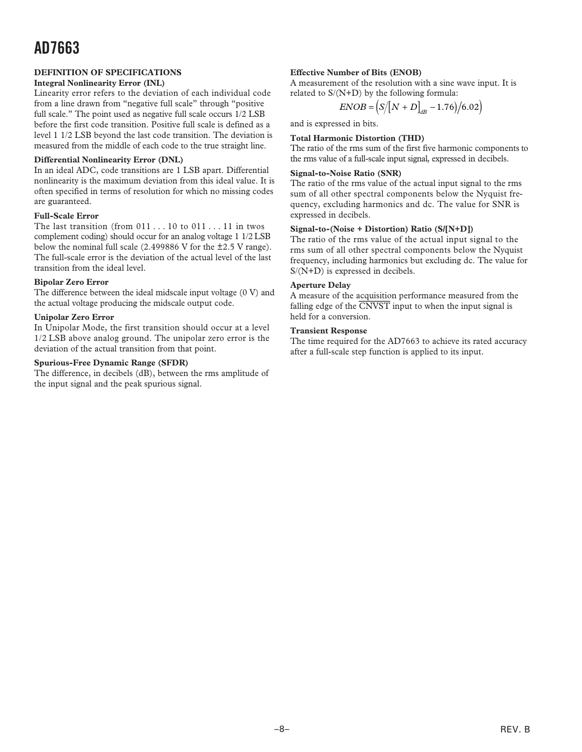## DEFINITION OF SPECIFICATIONS

### Integral Nonlinearity Error (INL)

Linearity error refers to the deviation of each individual code from a line drawn from "negative full scale" through "positive full scale." The point used as negative full scale occurs 1/2 LSB before the first code transition. Positive full scale is defined as a level 1 1/2 LSB beyond the last code transition. The deviation is measured from the middle of each code to the true straight line.

### Differential Nonlinearity Error (DNL)

In an ideal ADC, code transitions are 1 LSB apart. Differential nonlinearity is the maximum deviation from this ideal value. It is often specified in terms of resolution for which no missing codes are guaranteed.

### Full-Scale Error

The last transition (from 011 . . . 10 to 011 . . . 11 in twos complement coding) should occur for an analog voltage 1 1/2 LSB below the nominal full scale (2.499886 V for the ±2.5 V range). The full-scale error is the deviation of the actual level of the last transition from the ideal level.

### Bipolar Zero Error

The difference between the ideal midscale input voltage (0 V) and the actual voltage producing the midscale output code.

### Unipolar Zero Error

In Unipolar Mode, the first transition should occur at a level 1/2 LSB above analog ground. The unipolar zero error is the deviation of the actual transition from that point.

### Spurious-Free Dynamic Range (SFDR)

The difference, in decibels (dB), between the rms amplitude of the input signal and the peak spurious signal.

### Effective Number of Bits (ENOB)

A measurement of the resolution with a sine wave input. It is related to S/(N+D) by the following formula:

$$ENOB = \left( S/\left[ N + D \right]_{dB} - 1.76 \right) / 6.02$$

and is expressed in bits.

### Total Harmonic Distortion (THD)

The ratio of the rms sum of the first five harmonic components to the rms value of a full-scale input signal, expressed in decibels.

### Signal-to-Noise Ratio (SNR)

The ratio of the rms value of the actual input signal to the rms sum of all other spectral components below the Nyquist frequency, excluding harmonics and dc. The value for SNR is expressed in decibels.

### Signal-to-(Noise + Distortion) Ratio (S/[N+D])

The ratio of the rms value of the actual input signal to the rms sum of all other spectral components below the Nyquist frequency, including harmonics but excluding dc. The value for S/(N+D) is expressed in decibels.

### Aperture Delay

A measure of the acquisition performance measured from the falling edge of the $\overline{\text{CNVST}}$ input to when the input signal is held for a conversion.

### Transient Response

The time required for the AD7663 to achieve its rated accuracy after a full-scale step function is applied to its input.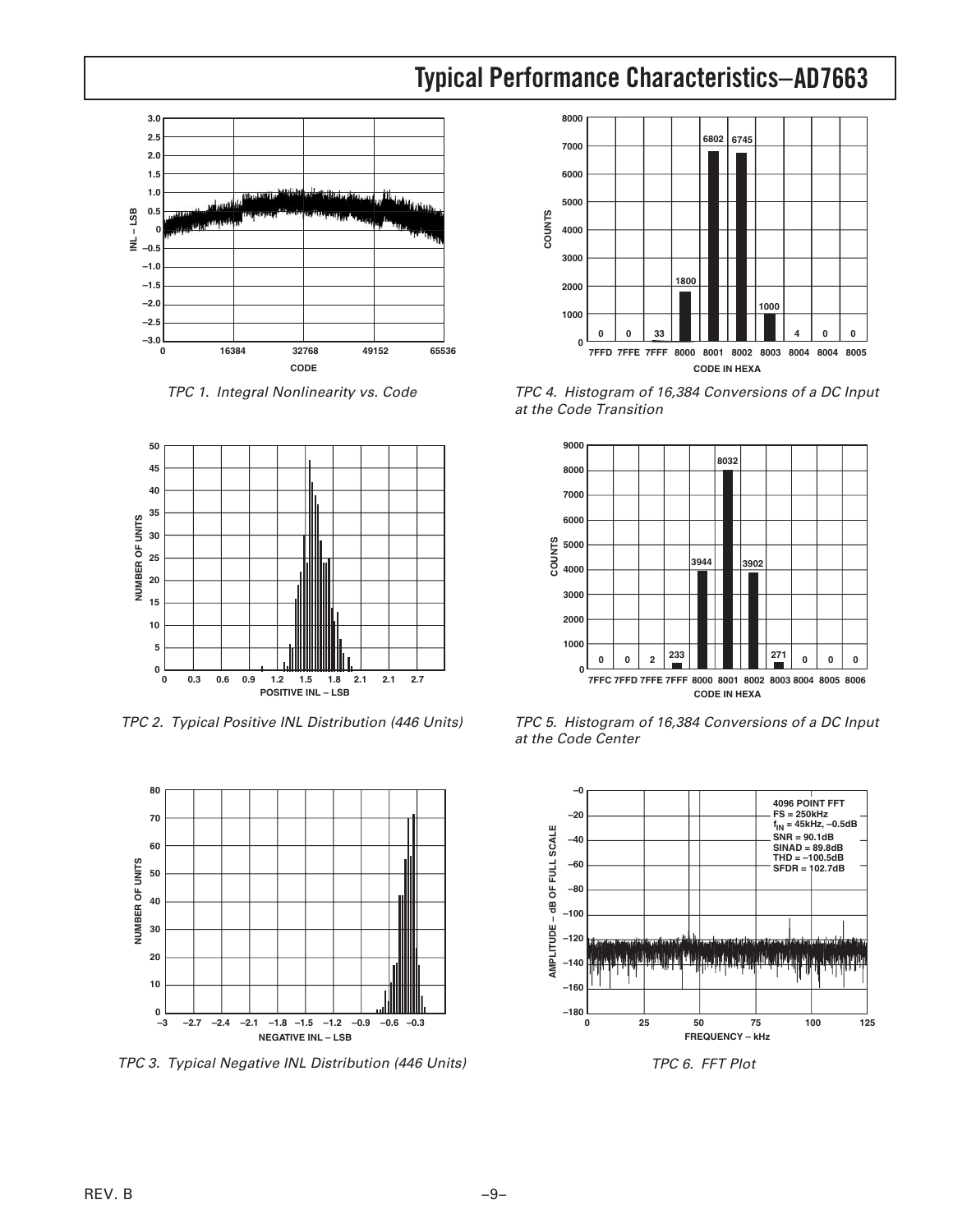## Typical Performance Characteristics–AD7663

TPC 1. Integral Nonlinearity vs. Code

TPC 2. Typical Positive INL Distribution (446 Units)

TPC 3. Typical Negative INL Distribution (446 Units)

TPC 4. Histogram of 16,384 Conversions of a DC Input at the Code Transition

TPC 5. Histogram of 16,384 Conversions of a DC Input at the Code Center

TPC 6. FFT Plot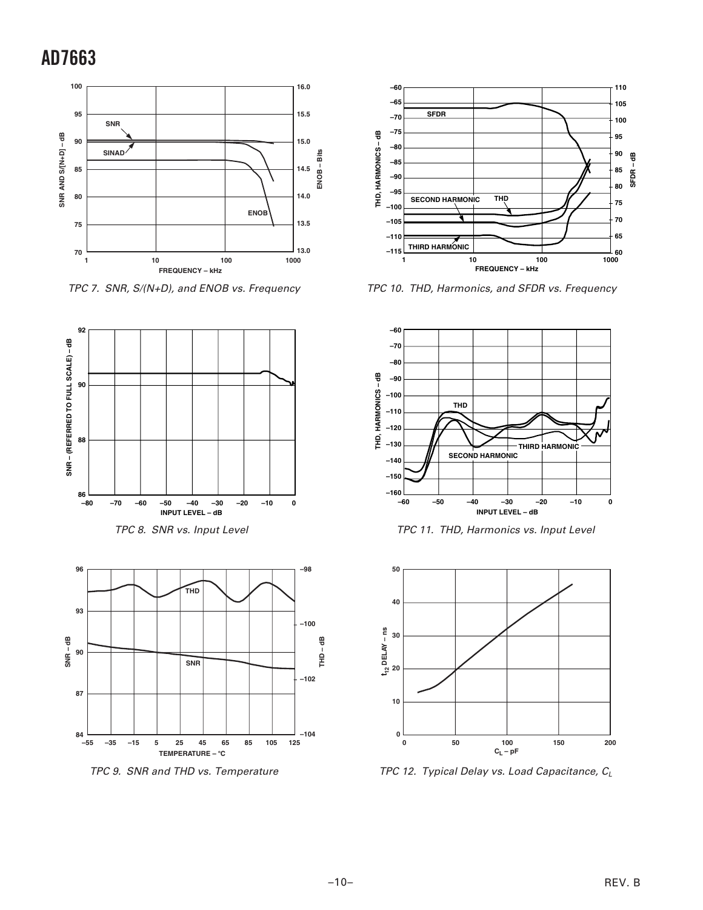TPC 7. SNR, S/(N+D), and ENOB vs. Frequency

TPC 10. THD, Harmonics, and SFDR vs. Frequency

TPC 8. SNR vs. Input Level

TPC 11. THD, Harmonics vs. Input Level

TPC 9. SNR and THD vs. Temperature

TPC 12. Typical Delay vs. Load Capacitance, $C_L$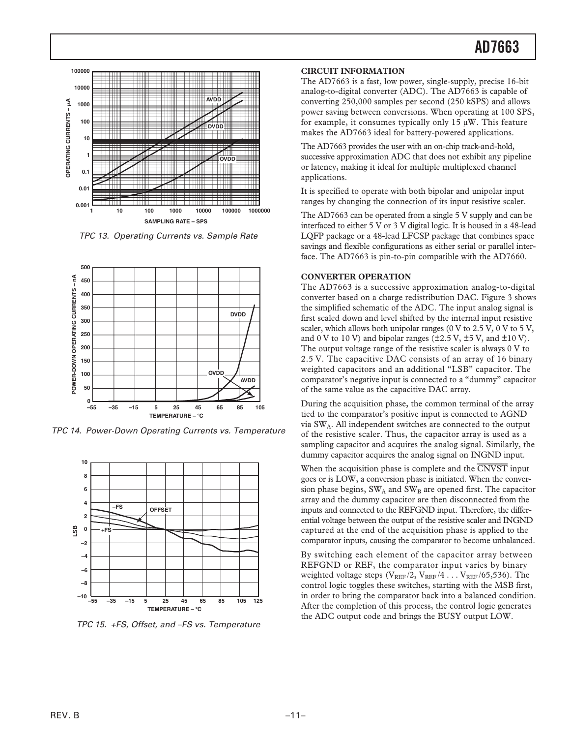TPC 13. Operating Currents vs. Sample Rate

TPC 14. Power-Down Operating Currents vs. Temperature

TPC 15. +FS, Offset, and –FS vs. Temperature

## CIRCUIT INFORMATION

The AD7663 is a fast, low power, single-supply, precise 16-bit analog-to-digital converter (ADC). The AD7663 is capable of converting 250,000 samples per second (250 kSPS) and allows power saving between conversions. When operating at 100 SPS, for example, it consumes typically only 15 μW. This feature makes the AD7663 ideal for battery-powered applications.

The AD7663 provides the user with an on-chip track-and-hold, successive approximation ADC that does not exhibit any pipeline or latency, making it ideal for multiple multiplexed channel applications.

It is specified to operate with both bipolar and unipolar input ranges by changing the connection of its input resistive scaler.

The AD7663 can be operated from a single 5 V supply and can be interfaced to either 5 V or 3 V digital logic. It is housed in a 48-lead LQFP package or a 48-lead LFCSP package that combines space savings and flexible configurations as either serial or parallel interface. The AD7663 is pin-to-pin compatible with the AD7660.

## CONVERTER OPERATION

The AD7663 is a successive approximation analog-to-digital converter based on a charge redistribution DAC. Figure 3 shows the simplified schematic of the ADC. The input analog signal is first scaled down and level shifted by the internal input resistive scaler, which allows both unipolar ranges (0 V to 2.5 V, 0 V to 5 V, and 0 V to 10 V) and bipolar ranges (±2.5 V, ±5 V, and ±10 V). The output voltage range of the resistive scaler is always 0 V to 2.5 V. The capacitive DAC consists of an array of 16 binary weighted capacitors and an additional "LSB" capacitor. The comparator's negative input is connected to a "dummy" capacitor of the same value as the capacitive DAC array.

During the acquisition phase, the common terminal of the array tied to the comparator's positive input is connected to AGND via $SW_A$. All independent switches are connected to the output of the resistive scaler. Thus, the capacitor array is used as a sampling capacitor and acquires the analog signal. Similarly, the dummy capacitor acquires the analog signal on INGND input.

When the acquisition phase is complete and the $\overline{\text{CNVST}}$ input goes or is LOW, a conversion phase is initiated. When the conversion phase begins, $SW_A$ and $SW_B$ are opened first. The capacitor array and the dummy capacitor are then disconnected from the inputs and connected to the REFGND input. Therefore, the differential voltage between the output of the resistive scaler and INGND captured at the end of the acquisition phase is applied to the comparator inputs, causing the comparator to become unbalanced.

By switching each element of the capacitor array between REFGND or REF, the comparator input varies by binary weighted voltage steps ($V_{REF}/2$, $V_{REF}/4$ . . . $V_{REF}/65,536$). The control logic toggles these switches, starting with the MSB first, in order to bring the comparator back into a balanced condition. After the completion of this process, the control logic generates the ADC output code and brings the BUSY output LOW.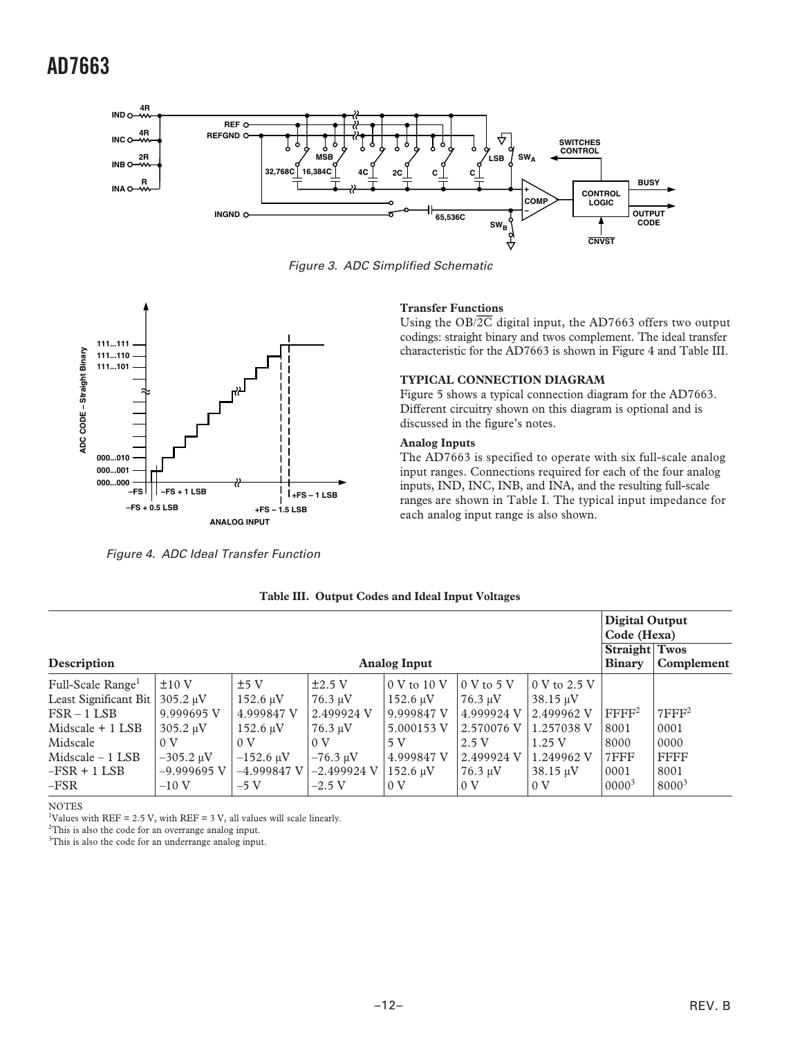Figure 3. ADC Simplified Schematic

Figure 4. ADC Ideal Transfer Function

### Transfer Functions

Using the OB/$\overline{2C}$ digital input, the AD7663 offers two output codings: straight binary and twos complement. The ideal transfer characteristic for the AD7663 is shown in Figure 4 and Table III.

## TYPICAL CONNECTION DIAGRAM

Figure 5 shows a typical connection diagram for the AD7663. Different circuitry shown on this diagram is optional and is discussed in the figure's notes.

### Analog Inputs

The AD7663 is specified to operate with six full-scale analog input ranges. Connections required for each of the four analog inputs, IND, INC, INB, and INA, and the resulting full-scale ranges are shown in Table I. The typical input impedance for each analog input range is also shown.

**Table III. Output Codes and Ideal Input Voltages**

| Description | Analog Input | | | | | | Digital Output Code (Hexa) | |
|---|---|---|---|---|---|---|---|---|
| | | | | | | | **Straight Binary** | **Twos Complement** |
| Full-Scale Range[1] | ±10 V | ±5 V | ±2.5 V | 0 V to 10 V | 0 V to 5 V | 0 V to 2.5 V | | |
| Least Significant Bit | 305.2 µV | 152.6 µV | 76.3 µV | 152.6 µV | 76.3 µV | 38.15 µV | | |
| FSR – 1 LSB | 9.999695 V | 4.999847 V | 2.499924 V | 9.999847 V | 4.999924 V | 2.499962 V | FFFF[2] | 7FFF[2] |
| Midscale + 1 LSB | 305.2 µV | 152.6 µV | 76.3 µV | 5.000153 V | 2.570076 V | 1.257038 V | 8001 | 0001 |
| Midscale | 0 V | 0 V | 0 V | 5 V | 2.5 V | 1.25 V | 8000 | 0000 |
| Midscale – 1 LSB | –305.2 µV | –152.6 µV | –76.3 µV | 4.999847 V | 2.499924 V | 1.249962 V | 7FFF | FFFF |
| –FSR + 1 LSB | –9.999695 V | –4.999847 V | –2.499924 V | 152.6 µV | 76.3 µV | 38.15 µV | 0001 | 8001 |
| –FSR | –10 V | –5 V | –2.5 V | 0 V | 0 V | 0 V | 0000[3] | 8000[3] |

NOTES

[1]Values with REF = 2.5 V, with REF = 3 V, all values will scale linearly.

[2]This is also the code for an overrange analog input.

[3]This is also the code for an underrange analog input.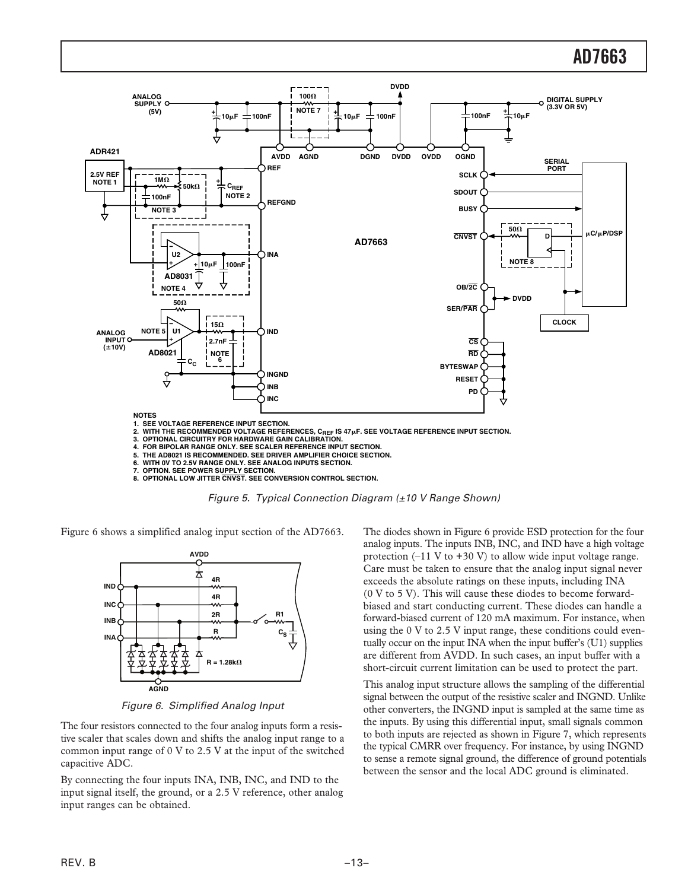NOTES
1. SEE VOLTAGE REFERENCE INPUT SECTION.
2. WITH THE RECOMMENDED VOLTAGE REFERENCES, $C_{REF}$ IS 47μF. SEE VOLTAGE REFERENCE INPUT SECTION.
3. OPTIONAL CIRCUITRY FOR HARDWARE GAIN CALIBRATION.
4. FOR BIPOLAR RANGE ONLY. SEE SCALER REFERENCE INPUT SECTION.
5. THE AD8021 IS RECOMMENDED. SEE DRIVER AMPLIFIER CHOICE SECTION.
6. WITH 0V TO 2.5V RANGE ONLY. SEE ANALOG INPUTS SECTION.
7. OPTION. SEE POWER SUPPLY SECTION.
8. OPTIONAL LOW JITTER $\overline{CNVST}$. SEE CONVERSION CONTROL SECTION.

*Figure 5. Typical Connection Diagram (±10 V Range Shown)*

Figure 6 shows a simplified analog input section of the AD7663.

*Figure 6. Simplified Analog Input*

The four resistors connected to the four analog inputs form a resistive scaler that scales down and shifts the analog input range to a common input range of 0 V to 2.5 V at the input of the switched capacitive ADC.

By connecting the four inputs INA, INB, INC, and IND to the input signal itself, the ground, or a 2.5 V reference, other analog input ranges can be obtained.

The diodes shown in Figure 6 provide ESD protection for the four analog inputs. The inputs INB, INC, and IND have a high voltage protection (–11 V to +30 V) to allow wide input voltage range. Care must be taken to ensure that the analog input signal never exceeds the absolute ratings on these inputs, including INA (0 V to 5 V). This will cause these diodes to become forward-biased and start conducting current. These diodes can handle a forward-biased current of 120 mA maximum. For instance, when using the 0 V to 2.5 V input range, these conditions could eventually occur on the input INA when the input buffer's (U1) supplies are different from AVDD. In such cases, an input buffer with a short-circuit current limitation can be used to protect the part.

This analog input structure allows the sampling of the differential signal between the output of the resistive scaler and INGND. Unlike other converters, the INGND input is sampled at the same time as the inputs. By using this differential input, small signals common to both inputs are rejected as shown in Figure 7, which represents the typical CMRR over frequency. For instance, by using INGND to sense a remote signal ground, the difference of ground potentials between the sensor and the local ADC ground is eliminated.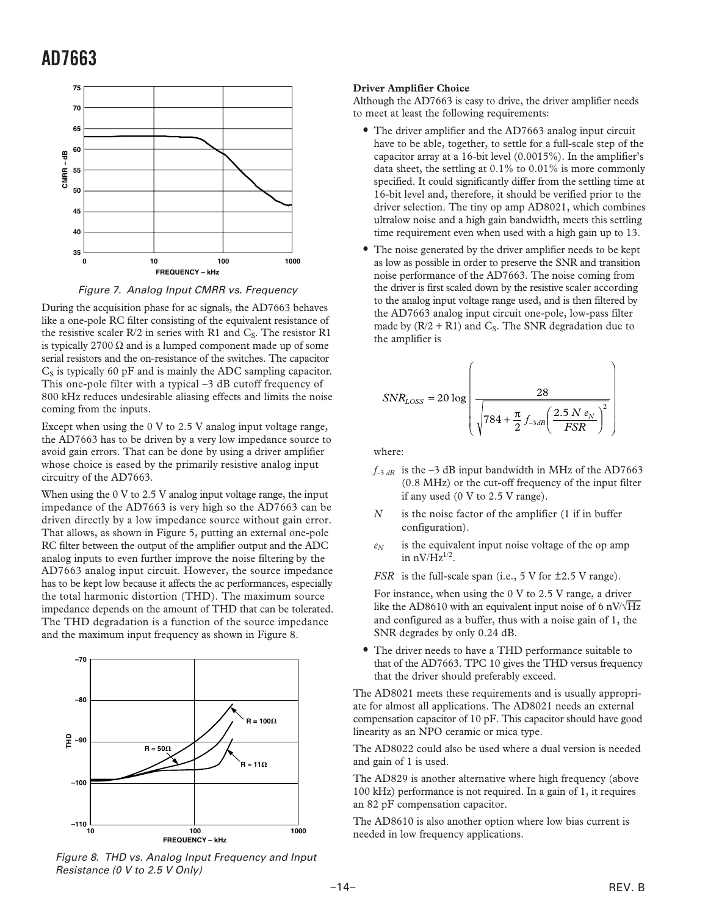Figure 7. Analog Input CMRR vs. Frequency

During the acquisition phase for ac signals, the AD7663 behaves like a one-pole RC filter consisting of the equivalent resistance of the resistive scaler R/2 in series with R1 and $C_S$. The resistor R1 is typically 2700 Ω and is a lumped component made up of some serial resistors and the on-resistance of the switches. The capacitor $C_S$ is typically 60 pF and is mainly the ADC sampling capacitor. This one-pole filter with a typical –3 dB cutoff frequency of 800 kHz reduces undesirable aliasing effects and limits the noise coming from the inputs.

Except when using the 0 V to 2.5 V analog input voltage range, the AD7663 has to be driven by a very low impedance source to avoid gain errors. That can be done by using a driver amplifier whose choice is eased by the primarily resistive analog input circuitry of the AD7663.

When using the 0 V to 2.5 V analog input voltage range, the input impedance of the AD7663 is very high so the AD7663 can be driven directly by a low impedance source without gain error. That allows, as shown in Figure 5, putting an external one-pole RC filter between the output of the amplifier output and the ADC analog inputs to even further improve the noise filtering by the AD7663 analog input circuit. However, the source impedance has to be kept low because it affects the ac performances, especially the total harmonic distortion (THD). The maximum source impedance depends on the amount of THD that can be tolerated. The THD degradation is a function of the source impedance and the maximum input frequency as shown in Figure 8.

Figure 8. THD vs. Analog Input Frequency and Input Resistance (0 V to 2.5 V Only)

**Driver Amplifier Choice**

Although the AD7663 is easy to drive, the driver amplifier needs to meet at least the following requirements:

- The driver amplifier and the AD7663 analog input circuit have to be able, together, to settle for a full-scale step of the capacitor array at a 16-bit level (0.0015%). In the amplifier's data sheet, the settling at 0.1% to 0.01% is more commonly specified. It could significantly differ from the settling time at 16-bit level and, therefore, it should be verified prior to the driver selection. The tiny op amp AD8021, which combines ultralow noise and a high gain bandwidth, meets this settling time requirement even when used with a high gain up to 13.
- The noise generated by the driver amplifier needs to be kept as low as possible in order to preserve the SNR and transition noise performance of the AD7663. The noise coming from the driver is first scaled down by the resistive scaler according to the analog input voltage range used, and is then filtered by the AD7663 analog input circuit one-pole, low-pass filter made by (R/2 + R1) and $C_S$. The SNR degradation due to the amplifier is

$$SNR_{LOSS} = 20 \log \left( \frac{28}{\sqrt{784 + \frac{\pi}{2} f_{-3dB} \left( \frac{2.5\, N\, e_N}{FSR} \right)^2}} \right)$$

  where:

  $f_{-3\,dB}$ is the –3 dB input bandwidth in MHz of the AD7663 (0.8 MHz) or the cut-off frequency of the input filter if any used (0 V to 2.5 V range).

  $N$ is the noise factor of the amplifier (1 if in buffer configuration).

  $e_N$ is the equivalent input noise voltage of the op amp in $nV/Hz^{1/2}$.

  $FSR$ is the full-scale span (i.e., 5 V for ±2.5 V range).

  For instance, when using the 0 V to 2.5 V range, a driver like the AD8610 with an equivalent input noise of 6 $nV/\sqrt{Hz}$ and configured as a buffer, thus with a noise gain of 1, the SNR degrades by only 0.24 dB.

- The driver needs to have a THD performance suitable to that of the AD7663. TPC 10 gives the THD versus frequency that the driver should preferably exceed.

The AD8021 meets these requirements and is usually appropriate for almost all applications. The AD8021 needs an external compensation capacitor of 10 pF. This capacitor should have good linearity as an NPO ceramic or mica type.

The AD8022 could also be used where a dual version is needed and gain of 1 is used.

The AD829 is another alternative where high frequency (above 100 kHz) performance is not required. In a gain of 1, it requires an 82 pF compensation capacitor.

The AD8610 is also another option where low bias current is needed in low frequency applications.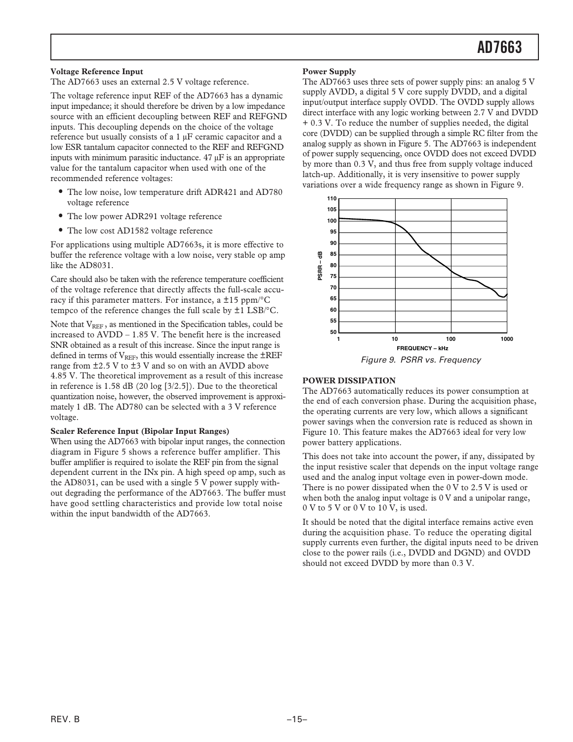**Voltage Reference Input**

The AD7663 uses an external 2.5 V voltage reference.

The voltage reference input REF of the AD7663 has a dynamic input impedance; it should therefore be driven by a low impedance source with an efficient decoupling between REF and REFGND inputs. This decoupling depends on the choice of the voltage reference but usually consists of a 1 µF ceramic capacitor and a low ESR tantalum capacitor connected to the REF and REFGND inputs with minimum parasitic inductance. 47 µF is an appropriate value for the tantalum capacitor when used with one of the recommended reference voltages:

- The low noise, low temperature drift ADR421 and AD780 voltage reference
- The low power ADR291 voltage reference
- The low cost AD1582 voltage reference

For applications using multiple AD7663s, it is more effective to buffer the reference voltage with a low noise, very stable op amp like the AD8031.

Care should also be taken with the reference temperature coefficient of the voltage reference that directly affects the full-scale accuracy if this parameter matters. For instance, a ±15 ppm/°C tempco of the reference changes the full scale by ±1 LSB/°C.

Note that $V_{REF}$, as mentioned in the Specification tables, could be increased to AVDD – 1.85 V. The benefit here is the increased SNR obtained as a result of this increase. Since the input range is defined in terms of $V_{REF}$, this would essentially increase the ±REF range from ±2.5 V to ±3 V and so on with an AVDD above 4.85 V. The theoretical improvement as a result of this increase in reference is 1.58 dB (20 log [3/2.5]). Due to the theoretical quantization noise, however, the observed improvement is approximately 1 dB. The AD780 can be selected with a 3 V reference voltage.

**Scaler Reference Input (Bipolar Input Ranges)**

When using the AD7663 with bipolar input ranges, the connection diagram in Figure 5 shows a reference buffer amplifier. This buffer amplifier is required to isolate the REF pin from the signal dependent current in the INx pin. A high speed op amp, such as the AD8031, can be used with a single 5 V power supply without degrading the performance of the AD7663. The buffer must have good settling characteristics and provide low total noise within the input bandwidth of the AD7663.

**Power Supply**

The AD7663 uses three sets of power supply pins: an analog 5 V supply AVDD, a digital 5 V core supply DVDD, and a digital input/output interface supply OVDD. The OVDD supply allows direct interface with any logic working between 2.7 V and DVDD + 0.3 V. To reduce the number of supplies needed, the digital core (DVDD) can be supplied through a simple RC filter from the analog supply as shown in Figure 5. The AD7663 is independent of power supply sequencing, once OVDD does not exceed DVDD by more than 0.3 V, and thus free from supply voltage induced latch-up. Additionally, it is very insensitive to power supply variations over a wide frequency range as shown in Figure 9.

*Figure 9. PSRR vs. Frequency*

## POWER DISSIPATION

The AD7663 automatically reduces its power consumption at the end of each conversion phase. During the acquisition phase, the operating currents are very low, which allows a significant power savings when the conversion rate is reduced as shown in Figure 10. This feature makes the AD7663 ideal for very low power battery applications.

This does not take into account the power, if any, dissipated by the input resistive scaler that depends on the input voltage range used and the analog input voltage even in power-down mode. There is no power dissipated when the 0 V to 2.5 V is used or when both the analog input voltage is 0 V and a unipolar range, 0 V to 5 V or 0 V to 10 V, is used.

It should be noted that the digital interface remains active even during the acquisition phase. To reduce the operating digital supply currents even further, the digital inputs need to be driven close to the power rails (i.e., DVDD and DGND) and OVDD should not exceed DVDD by more than 0.3 V.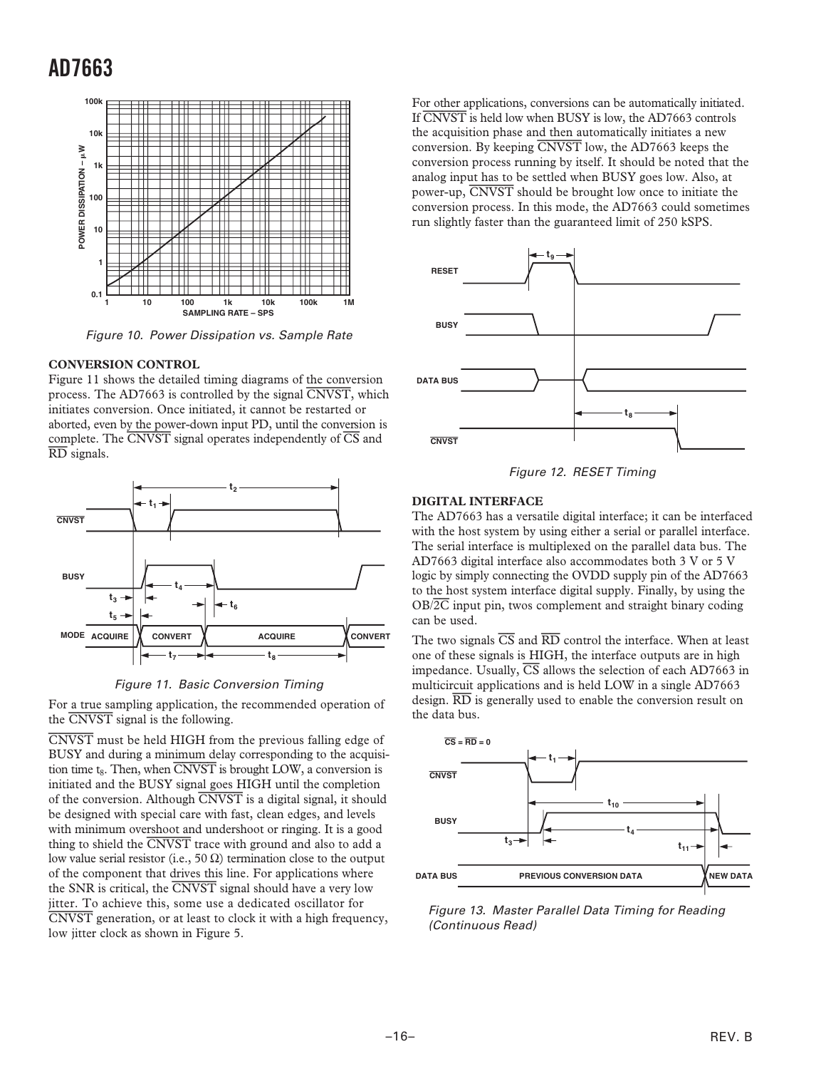Figure 10. Power Dissipation vs. Sample Rate

### CONVERSION CONTROL

Figure 11 shows the detailed timing diagrams of the conversion process. The AD7663 is controlled by the signal $\overline{\text{CNVST}}$, which initiates conversion. Once initiated, it cannot be restarted or aborted, even by the power-down input PD, until the conversion is complete. The $\overline{\text{CNVST}}$ signal operates independently of $\overline{\text{CS}}$ and $\overline{\text{RD}}$ signals.

Figure 11. Basic Conversion Timing

For a true sampling application, the recommended operation of the $\overline{\text{CNVST}}$ signal is the following.

$\overline{\text{CNVST}}$ must be held HIGH from the previous falling edge of BUSY and during a minimum delay corresponding to the acquisition time $t_8$. Then, when $\overline{\text{CNVST}}$ is brought LOW, a conversion is initiated and the BUSY signal goes HIGH until the completion of the conversion. Although $\overline{\text{CNVST}}$ is a digital signal, it should be designed with special care with fast, clean edges, and levels with minimum overshoot and undershoot or ringing. It is a good thing to shield the $\overline{\text{CNVST}}$ trace with ground and also to add a low value serial resistor (i.e., 50 Ω) termination close to the output of the component that drives this line. For applications where the SNR is critical, the $\overline{\text{CNVST}}$ signal should have a very low jitter. To achieve this, some use a dedicated oscillator for $\overline{\text{CNVST}}$ generation, or at least to clock it with a high frequency, low jitter clock as shown in Figure 5.

For other applications, conversions can be automatically initiated. If $\overline{\text{CNVST}}$ is held low when BUSY is low, the AD7663 controls the acquisition phase and then automatically initiates a new conversion. By keeping $\overline{\text{CNVST}}$ low, the AD7663 keeps the conversion process running by itself. It should be noted that the analog input has to be settled when BUSY goes low. Also, at power-up, $\overline{\text{CNVST}}$ should be brought low once to initiate the conversion process. In this mode, the AD7663 could sometimes run slightly faster than the guaranteed limit of 250 kSPS.

Figure 12. RESET Timing

### DIGITAL INTERFACE

The AD7663 has a versatile digital interface; it can be interfaced with the host system by using either a serial or parallel interface. The serial interface is multiplexed on the parallel data bus. The AD7663 digital interface also accommodates both 3 V or 5 V logic by simply connecting the OVDD supply pin of the AD7663 to the host system interface digital supply. Finally, by using the OB/$\overline{\text{2C}}$ input pin, twos complement and straight binary coding can be used.

The two signals $\overline{\text{CS}}$ and $\overline{\text{RD}}$ control the interface. When at least one of these signals is HIGH, the interface outputs are in high impedance. Usually, $\overline{\text{CS}}$ allows the selection of each AD7663 in multicircuit applications and is held LOW in a single AD7663 design. $\overline{\text{RD}}$ is generally used to enable the conversion result on the data bus.

Figure 13. Master Parallel Data Timing for Reading (Continuous Read)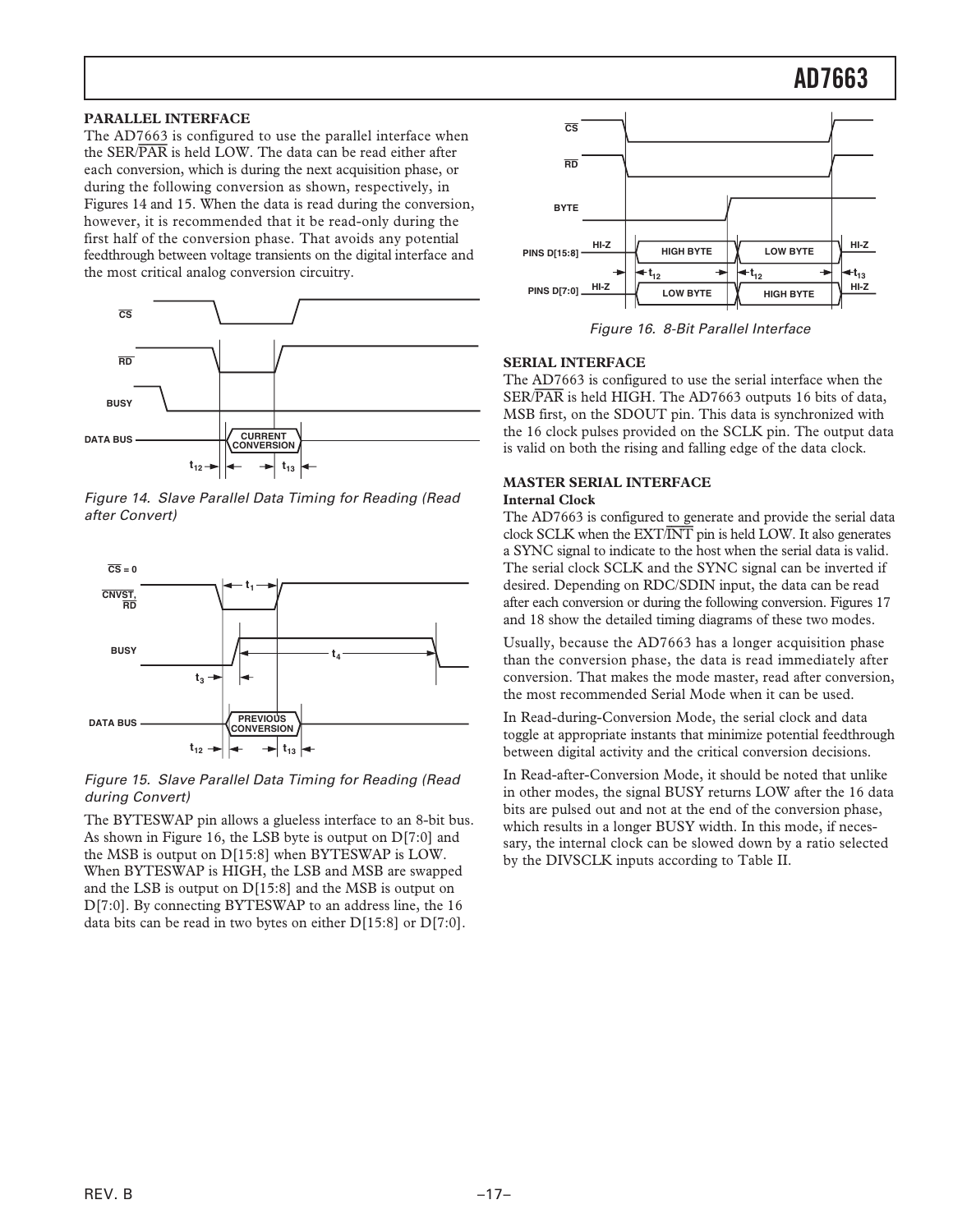## PARALLEL INTERFACE

The AD7663 is configured to use the parallel interface when the SER/$\overline{\text{PAR}}$ is held LOW. The data can be read either after each conversion, which is during the next acquisition phase, or during the following conversion as shown, respectively, in Figures 14 and 15. When the data is read during the conversion, however, it is recommended that it be read-only during the first half of the conversion phase. That avoids any potential feedthrough between voltage transients on the digital interface and the most critical analog conversion circuitry.

*Figure 14. Slave Parallel Data Timing for Reading (Read after Convert)*

*Figure 15. Slave Parallel Data Timing for Reading (Read during Convert)*

The BYTESWAP pin allows a glueless interface to an 8-bit bus. As shown in Figure 16, the LSB byte is output on D[7:0] and the MSB is output on D[15:8] when BYTESWAP is LOW. When BYTESWAP is HIGH, the LSB and MSB are swapped and the LSB is output on D[15:8] and the MSB is output on D[7:0]. By connecting BYTESWAP to an address line, the 16 data bits can be read in two bytes on either D[15:8] or D[7:0].

*Figure 16. 8-Bit Parallel Interface*

## SERIAL INTERFACE

The AD7663 is configured to use the serial interface when the SER/$\overline{\text{PAR}}$ is held HIGH. The AD7663 outputs 16 bits of data, MSB first, on the SDOUT pin. This data is synchronized with the 16 clock pulses provided on the SCLK pin. The output data is valid on both the rising and falling edge of the data clock.

## MASTER SERIAL INTERFACE

### Internal Clock

The AD7663 is configured to generate and provide the serial data clock SCLK when the EXT/$\overline{\text{INT}}$ pin is held LOW. It also generates a SYNC signal to indicate to the host when the serial data is valid. The serial clock SCLK and the SYNC signal can be inverted if desired. Depending on RDC/SDIN input, the data can be read after each conversion or during the following conversion. Figures 17 and 18 show the detailed timing diagrams of these two modes.

Usually, because the AD7663 has a longer acquisition phase than the conversion phase, the data is read immediately after conversion. That makes the mode master, read after conversion, the most recommended Serial Mode when it can be used.

In Read-during-Conversion Mode, the serial clock and data toggle at appropriate instants that minimize potential feedthrough between digital activity and the critical conversion decisions.

In Read-after-Conversion Mode, it should be noted that unlike in other modes, the signal BUSY returns LOW after the 16 data bits are pulsed out and not at the end of the conversion phase, which results in a longer BUSY width. In this mode, if necessary, the internal clock can be slowed down by a ratio selected by the DIVSCLK inputs according to Table II.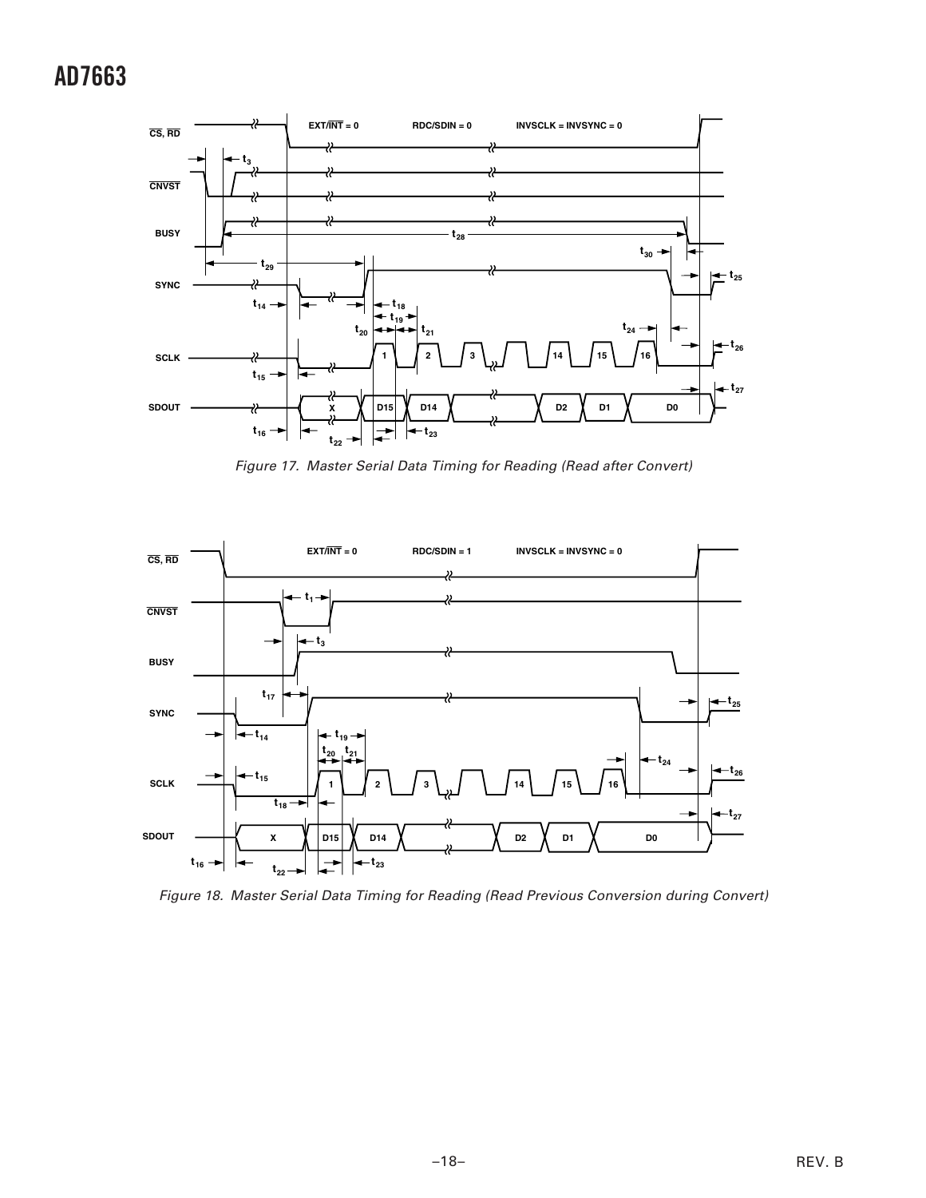Figure 17. Master Serial Data Timing for Reading (Read after Convert)

Figure 18. Master Serial Data Timing for Reading (Read Previous Conversion during Convert)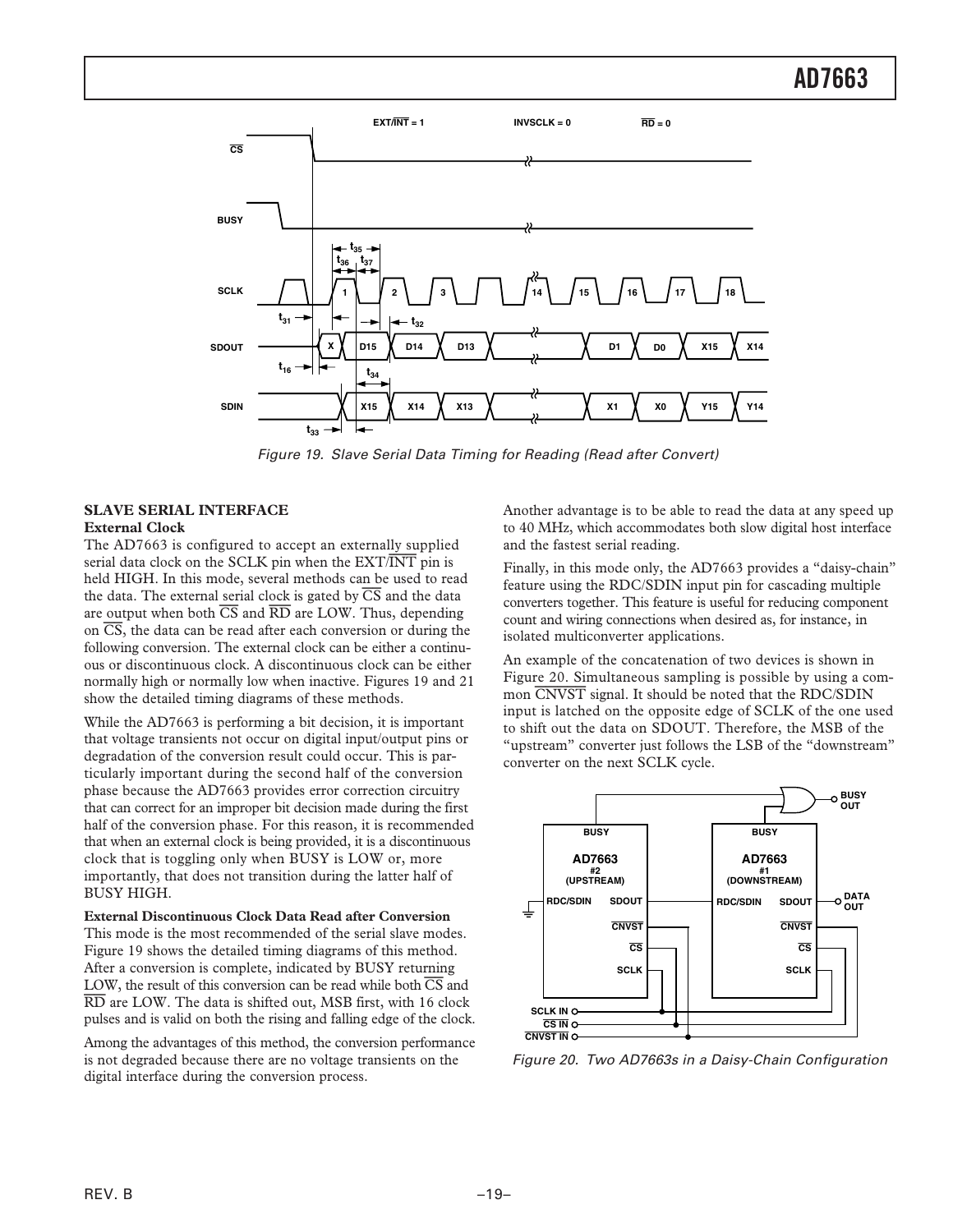Figure 19. Slave Serial Data Timing for Reading (Read after Convert)

## SLAVE SERIAL INTERFACE

### External Clock

The AD7663 is configured to accept an externally supplied serial data clock on the SCLK pin when the EXT/$\overline{\text{INT}}$ pin is held HIGH. In this mode, several methods can be used to read the data. The external serial clock is gated by $\overline{\text{CS}}$ and the data are output when both $\overline{\text{CS}}$ and $\overline{\text{RD}}$ are LOW. Thus, depending on $\overline{\text{CS}}$, the data can be read after each conversion or during the following conversion. The external clock can be either a continuous or discontinuous clock. A discontinuous clock can be either normally high or normally low when inactive. Figures 19 and 21 show the detailed timing diagrams of these methods.

While the AD7663 is performing a bit decision, it is important that voltage transients not occur on digital input/output pins or degradation of the conversion result could occur. This is particularly important during the second half of the conversion phase because the AD7663 provides error correction circuitry that can correct for an improper bit decision made during the first half of the conversion phase. For this reason, it is recommended that when an external clock is being provided, it is a discontinuous clock that is toggling only when BUSY is LOW or, more importantly, that does not transition during the latter half of BUSY HIGH.

### External Discontinuous Clock Data Read after Conversion

This mode is the most recommended of the serial slave modes. Figure 19 shows the detailed timing diagrams of this method. After a conversion is complete, indicated by BUSY returning LOW, the result of this conversion can be read while both $\overline{\text{CS}}$ and $\overline{\text{RD}}$ are LOW. The data is shifted out, MSB first, with 16 clock pulses and is valid on both the rising and falling edge of the clock.

Among the advantages of this method, the conversion performance is not degraded because there are no voltage transients on the digital interface during the conversion process.

Another advantage is to be able to read the data at any speed up to 40 MHz, which accommodates both slow digital host interface and the fastest serial reading.

Finally, in this mode only, the AD7663 provides a "daisy-chain" feature using the RDC/SDIN input pin for cascading multiple converters together. This feature is useful for reducing component count and wiring connections when desired as, for instance, in isolated multiconverter applications.

An example of the concatenation of two devices is shown in Figure 20. Simultaneous sampling is possible by using a common $\overline{\text{CNVST}}$ signal. It should be noted that the RDC/SDIN input is latched on the opposite edge of SCLK of the one used to shift out the data on SDOUT. Therefore, the MSB of the "upstream" converter just follows the LSB of the "downstream" converter on the next SCLK cycle.

Figure 20. Two AD7663s in a Daisy-Chain Configuration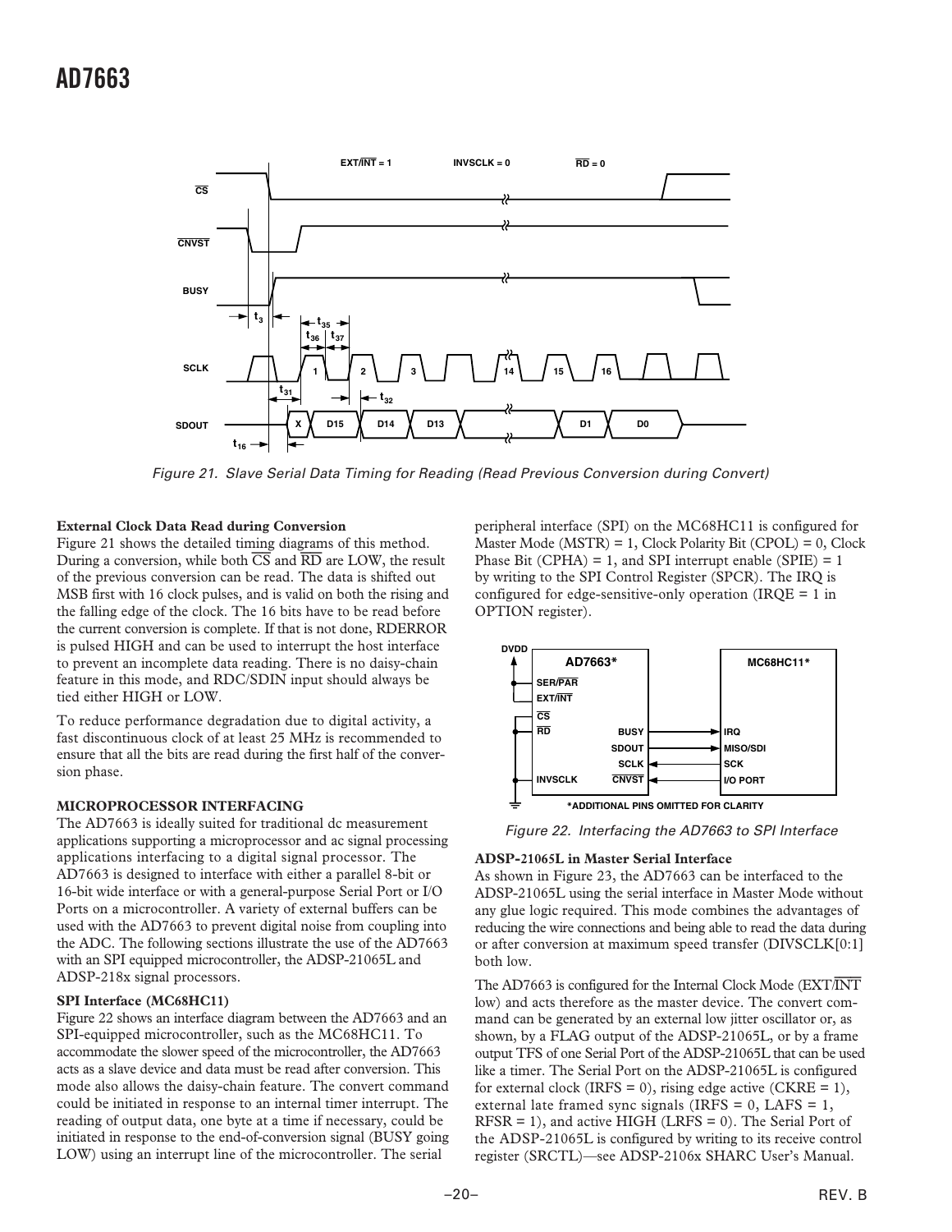Figure 21. Slave Serial Data Timing for Reading (Read Previous Conversion during Convert)

**External Clock Data Read during Conversion**

Figure 21 shows the detailed timing diagrams of this method. During a conversion, while both CS and RD are LOW, the result of the previous conversion can be read. The data is shifted out MSB first with 16 clock pulses, and is valid on both the rising and the falling edge of the clock. The 16 bits have to be read before the current conversion is complete. If that is not done, RDERROR is pulsed HIGH and can be used to interrupt the host interface to prevent an incomplete data reading. There is no daisy-chain feature in this mode, and RDC/SDIN input should always be tied either HIGH or LOW.

To reduce performance degradation due to digital activity, a fast discontinuous clock of at least 25 MHz is recommended to ensure that all the bits are read during the first half of the conversion phase.

**MICROPROCESSOR INTERFACING**

The AD7663 is ideally suited for traditional dc measurement applications supporting a microprocessor and ac signal processing applications interfacing to a digital signal processor. The AD7663 is designed to interface with either a parallel 8-bit or 16-bit wide interface or with a general-purpose Serial Port or I/O Ports on a microcontroller. A variety of external buffers can be used with the AD7663 to prevent digital noise from coupling into the ADC. The following sections illustrate the use of the AD7663 with an SPI equipped microcontroller, the ADSP-21065L and ADSP-218x signal processors.

**SPI Interface (MC68HC11)**

Figure 22 shows an interface diagram between the AD7663 and an SPI-equipped microcontroller, such as the MC68HC11. To accommodate the slower speed of the microcontroller, the AD7663 acts as a slave device and data must be read after conversion. This mode also allows the daisy-chain feature. The convert command could be initiated in response to an internal timer interrupt. The reading of output data, one byte at a time if necessary, could be initiated in response to the end-of-conversion signal (BUSY going LOW) using an interrupt line of the microcontroller. The serial peripheral interface (SPI) on the MC68HC11 is configured for Master Mode (MSTR) = 1, Clock Polarity Bit (CPOL) = 0, Clock Phase Bit (CPHA) = 1, and SPI interrupt enable (SPIE) = 1 by writing to the SPI Control Register (SPCR). The IRQ is configured for edge-sensitive-only operation (IRQE = 1 in OPTION register).

Figure 22. Interfacing the AD7663 to SPI Interface

**ADSP-21065L in Master Serial Interface**

As shown in Figure 23, the AD7663 can be interfaced to the ADSP-21065L using the serial interface in Master Mode without any glue logic required. This mode combines the advantages of reducing the wire connections and being able to read the data during or after conversion at maximum speed transfer (DIVSCLK[0:1] both low.

The AD7663 is configured for the Internal Clock Mode (EXT/INT low) and acts therefore as the master device. The convert command can be generated by an external low jitter oscillator or, as shown, by a FLAG output of the ADSP-21065L, or by a frame output TFS of one Serial Port of the ADSP-21065L that can be used like a timer. The Serial Port on the ADSP-21065L is configured for external clock (IRFS = 0), rising edge active (CKRE = 1), external late framed sync signals (IRFS = 0, LAFS = 1, RFSR = 1), and active HIGH (LRFS = 0). The Serial Port of the ADSP-21065L is configured by writing to its receive control register (SRCTL)—see ADSP-2106x SHARC User's Manual.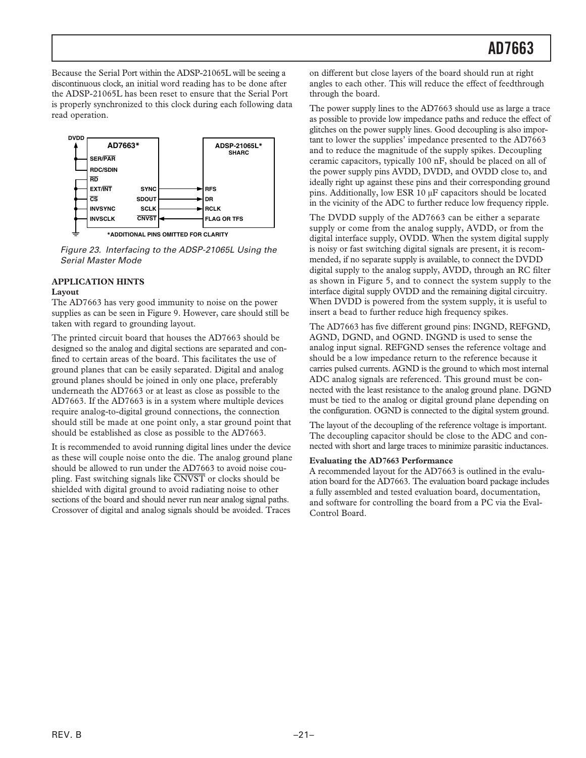Because the Serial Port within the ADSP-21065L will be seeing a discontinuous clock, an initial word reading has to be done after the ADSP-21065L has been reset to ensure that the Serial Port is properly synchronized to this clock during each following data read operation.

Figure 23. Interfacing to the ADSP-21065L Using the Serial Master Mode

## APPLICATION HINTS

### Layout

The AD7663 has very good immunity to noise on the power supplies as can be seen in Figure 9. However, care should still be taken with regard to grounding layout.

The printed circuit board that houses the AD7663 should be designed so the analog and digital sections are separated and confined to certain areas of the board. This facilitates the use of ground planes that can be easily separated. Digital and analog ground planes should be joined in only one place, preferably underneath the AD7663 or at least as close as possible to the AD7663. If the AD7663 is in a system where multiple devices require analog-to-digital ground connections, the connection should still be made at one point only, a star ground point that should be established as close as possible to the AD7663.

It is recommended to avoid running digital lines under the device as these will couple noise onto the die. The analog ground plane should be allowed to run under the AD7663 to avoid noise coupling. Fast switching signals like $\overline{\text{CNVST}}$ or clocks should be shielded with digital ground to avoid radiating noise to other sections of the board and should never run near analog signal paths. Crossover of digital and analog signals should be avoided. Traces on different but close layers of the board should run at right angles to each other. This will reduce the effect of feedthrough through the board.

The power supply lines to the AD7663 should use as large a trace as possible to provide low impedance paths and reduce the effect of glitches on the power supply lines. Good decoupling is also important to lower the supplies' impedance presented to the AD7663 and to reduce the magnitude of the supply spikes. Decoupling ceramic capacitors, typically 100 nF, should be placed on all of the power supply pins AVDD, DVDD, and OVDD close to, and ideally right up against these pins and their corresponding ground pins. Additionally, low ESR 10 μF capacitors should be located in the vicinity of the ADC to further reduce low frequency ripple.

The DVDD supply of the AD7663 can be either a separate supply or come from the analog supply, AVDD, or from the digital interface supply, OVDD. When the system digital supply is noisy or fast switching digital signals are present, it is recommended, if no separate supply is available, to connect the DVDD digital supply to the analog supply, AVDD, through an RC filter as shown in Figure 5, and to connect the system supply to the interface digital supply OVDD and the remaining digital circuitry. When DVDD is powered from the system supply, it is useful to insert a bead to further reduce high frequency spikes.

The AD7663 has five different ground pins: INGND, REFGND, AGND, DGND, and OGND. INGND is used to sense the analog input signal. REFGND senses the reference voltage and should be a low impedance return to the reference because it carries pulsed currents. AGND is the ground to which most internal ADC analog signals are referenced. This ground must be connected with the least resistance to the analog ground plane. DGND must be tied to the analog or digital ground plane depending on the configuration. OGND is connected to the digital system ground.

The layout of the decoupling of the reference voltage is important. The decoupling capacitor should be close to the ADC and connected with short and large traces to minimize parasitic inductances.

### Evaluating the AD7663 Performance

A recommended layout for the AD7663 is outlined in the evaluation board for the AD7663. The evaluation board package includes a fully assembled and tested evaluation board, documentation, and software for controlling the board from a PC via the Eval-Control Board.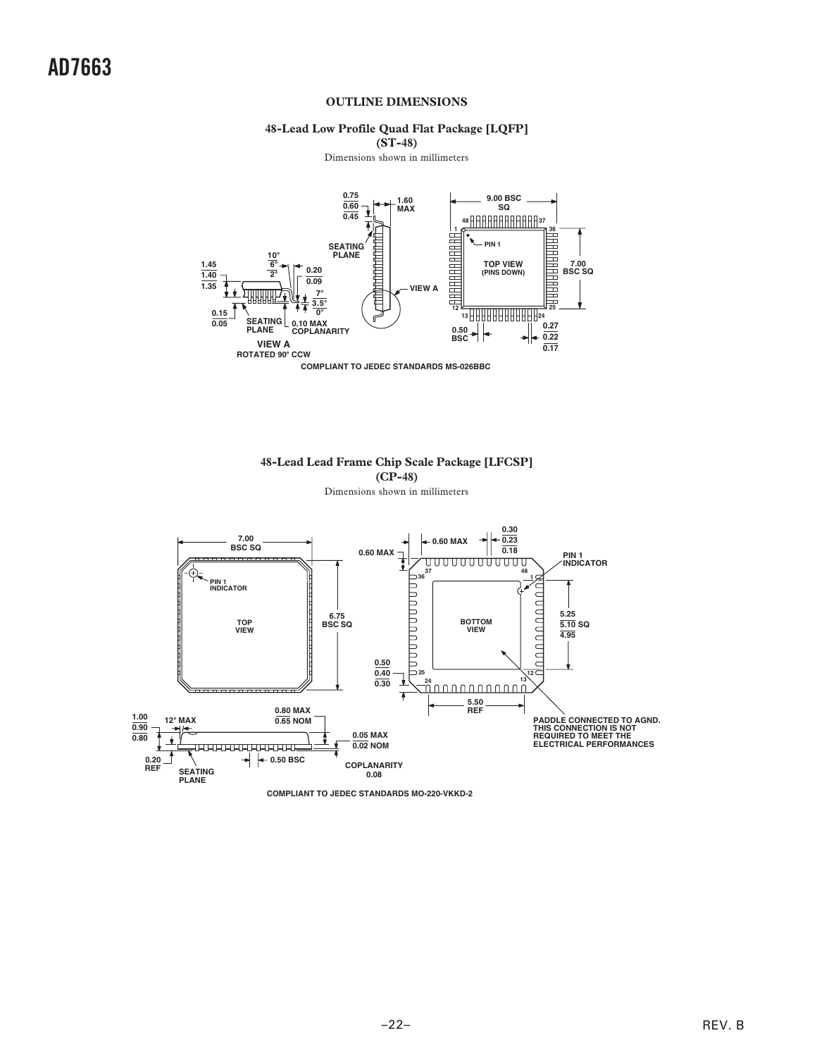## OUTLINE DIMENSIONS

### 48-Lead Low Profile Quad Flat Package [LQFP] (ST-48)

Dimensions shown in millimeters

COMPLIANT TO JEDEC STANDARDS MS-026BBC

### 48-Lead Lead Frame Chip Scale Package [LFCSP] (CP-48)

Dimensions shown in millimeters

PADDLE CONNECTED TO AGND. THIS CONNECTION IS NOT REQUIRED TO MEET THE ELECTRICAL PERFORMANCES

COMPLIANT TO JEDEC STANDARDS MO-220-VKKD-2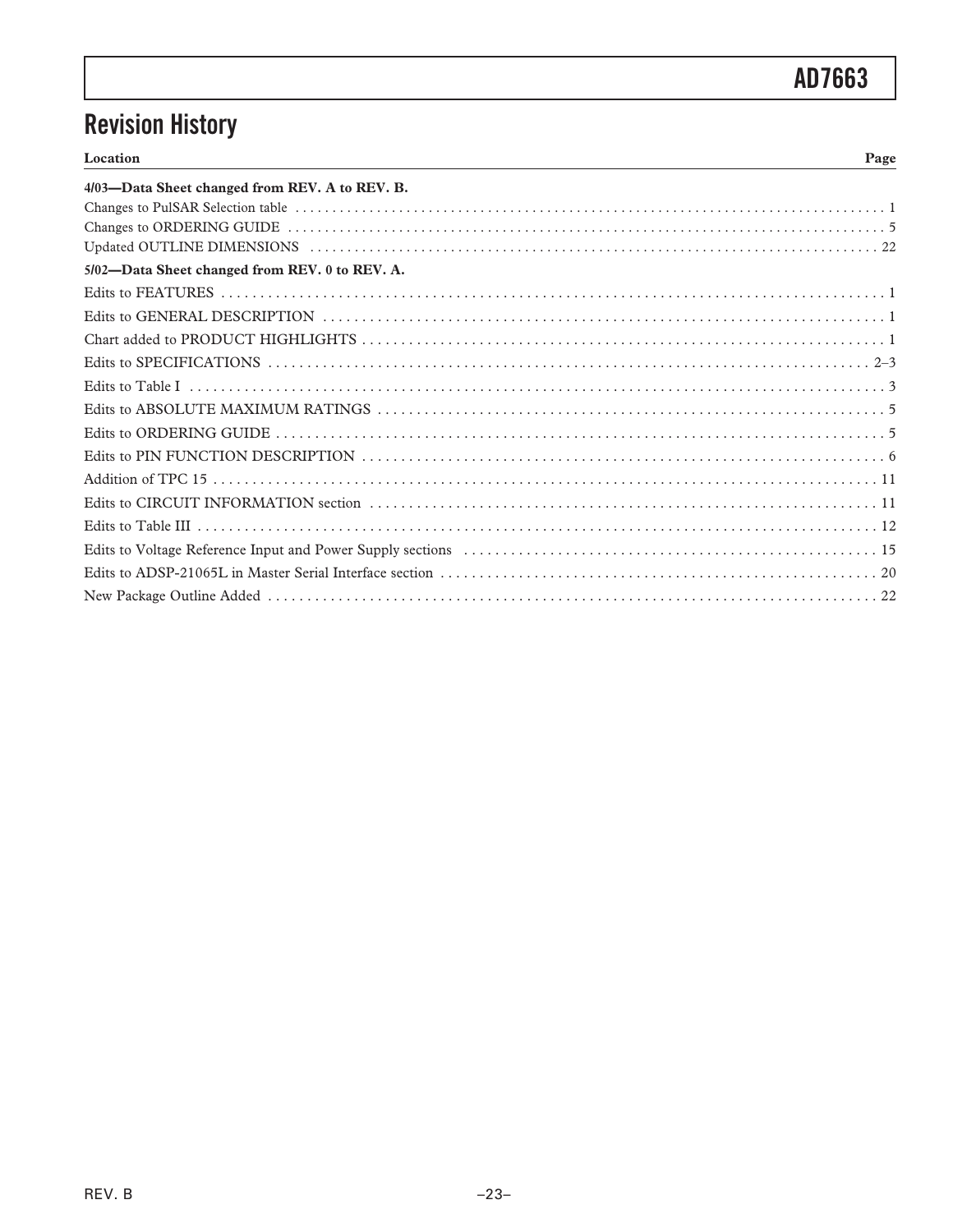## Revision History

| Location | Page |
|---|---|
| **4/03—Data Sheet changed from REV. A to REV. B.** | |
| Changes to PulSAR Selection table | 1 |
| Changes to ORDERING GUIDE | 5 |
| Updated OUTLINE DIMENSIONS | 22 |
| **5/02—Data Sheet changed from REV. 0 to REV. A.** | |
| Edits to FEATURES | 1 |
| Edits to GENERAL DESCRIPTION | 1 |
| Chart added to PRODUCT HIGHLIGHTS | 1 |
| Edits to SPECIFICATIONS | 2–3 |
| Edits to Table I | 3 |
| Edits to ABSOLUTE MAXIMUM RATINGS | 5 |
| Edits to ORDERING GUIDE | 5 |
| Edits to PIN FUNCTION DESCRIPTION | 6 |
| Addition of TPC 15 | 11 |
| Edits to CIRCUIT INFORMATION section | 11 |
| Edits to Table III | 12 |
| Edits to Voltage Reference Input and Power Supply sections | 15 |
| Edits to ADSP-21065L in Master Serial Interface section | 20 |
| New Package Outline Added | 22 |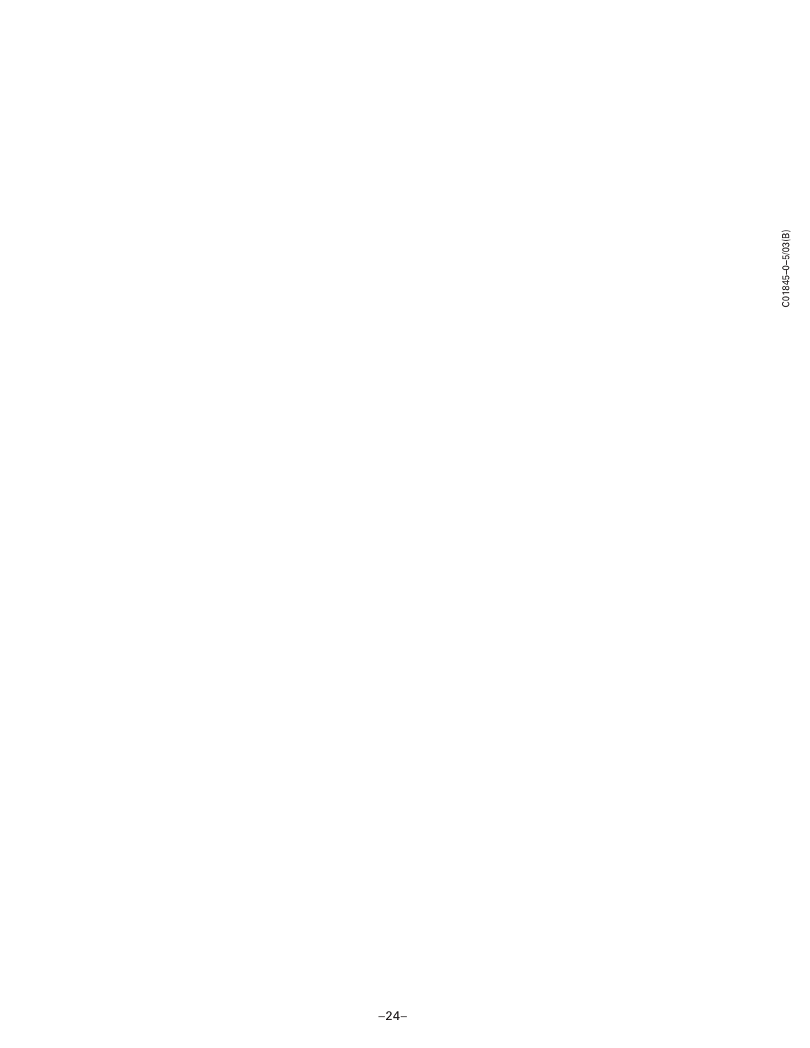C01845-0-5/03(B)